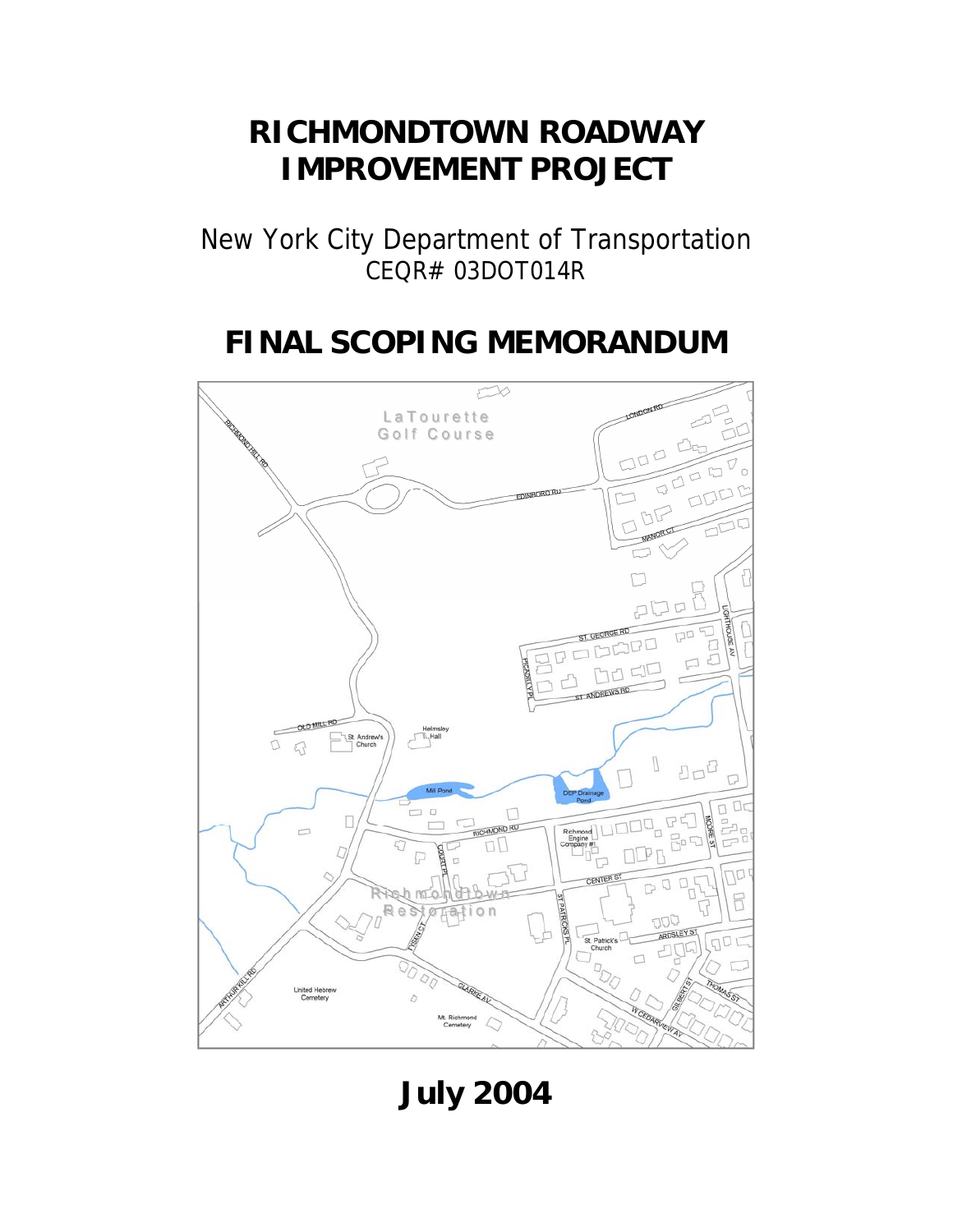# RICHMONDTOWN ROADWAY IMPROVEMENT PROJECT

New York City Department of Transportation
CEQR# 03DOT014R

# FINAL SCOPING MEMORANDUM

July 2004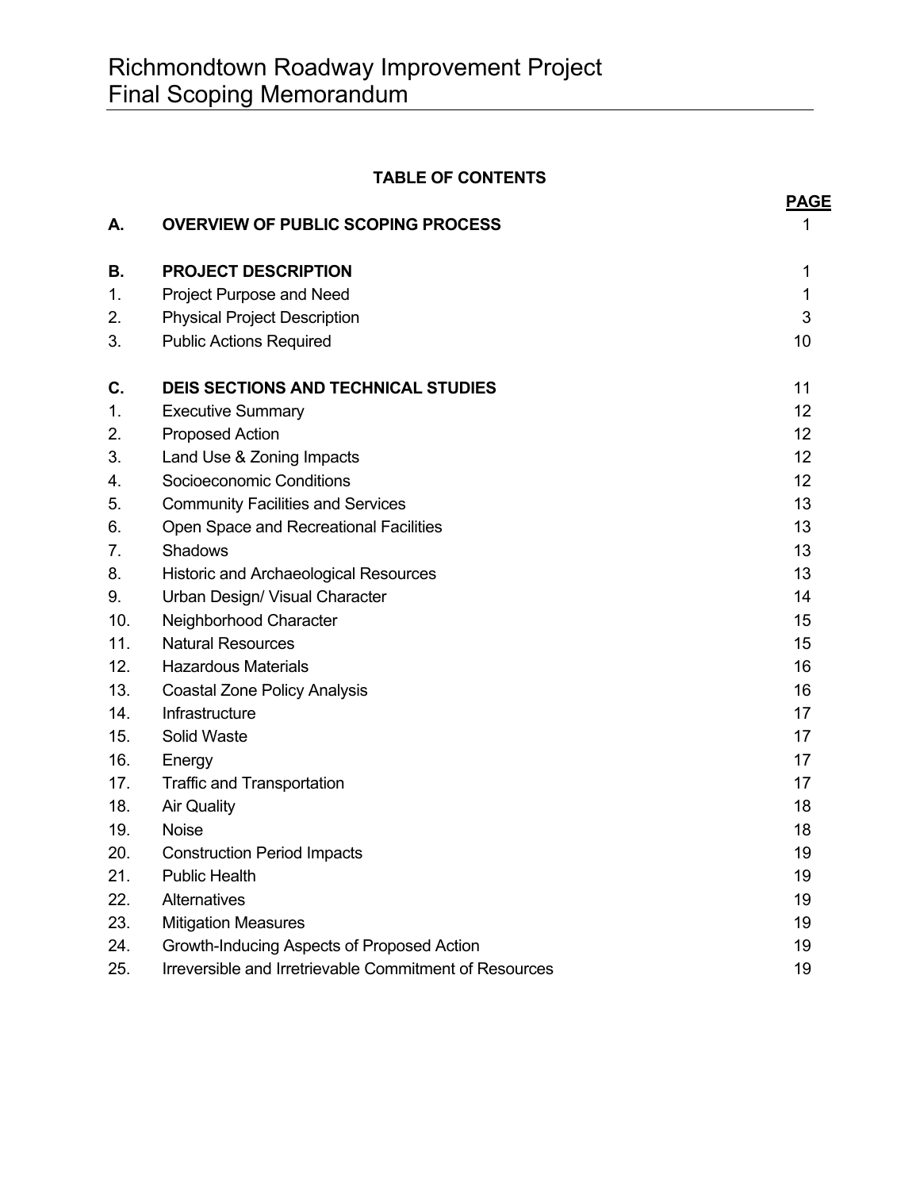## TABLE OF CONTENTS

| | | PAGE |
|---|---|---|
| **A.** | **OVERVIEW OF PUBLIC SCOPING PROCESS** | 1 |
| **B.** | **PROJECT DESCRIPTION** | 1 |
| 1. | Project Purpose and Need | 1 |
| 2. | Physical Project Description | 3 |
| 3. | Public Actions Required | 10 |
| **C.** | **DEIS SECTIONS AND TECHNICAL STUDIES** | 11 |
| 1. | Executive Summary | 12 |
| 2. | Proposed Action | 12 |
| 3. | Land Use & Zoning Impacts | 12 |
| 4. | Socioeconomic Conditions | 12 |
| 5. | Community Facilities and Services | 13 |
| 6. | Open Space and Recreational Facilities | 13 |
| 7. | Shadows | 13 |
| 8. | Historic and Archaeological Resources | 13 |
| 9. | Urban Design/ Visual Character | 14 |
| 10. | Neighborhood Character | 15 |
| 11. | Natural Resources | 15 |
| 12. | Hazardous Materials | 16 |
| 13. | Coastal Zone Policy Analysis | 16 |
| 14. | Infrastructure | 17 |
| 15. | Solid Waste | 17 |
| 16. | Energy | 17 |
| 17. | Traffic and Transportation | 17 |
| 18. | Air Quality | 18 |
| 19. | Noise | 18 |
| 20. | Construction Period Impacts | 19 |
| 21. | Public Health | 19 |
| 22. | Alternatives | 19 |
| 23. | Mitigation Measures | 19 |
| 24. | Growth-Inducing Aspects of Proposed Action | 19 |
| 25. | Irreversible and Irretrievable Commitment of Resources | 19 |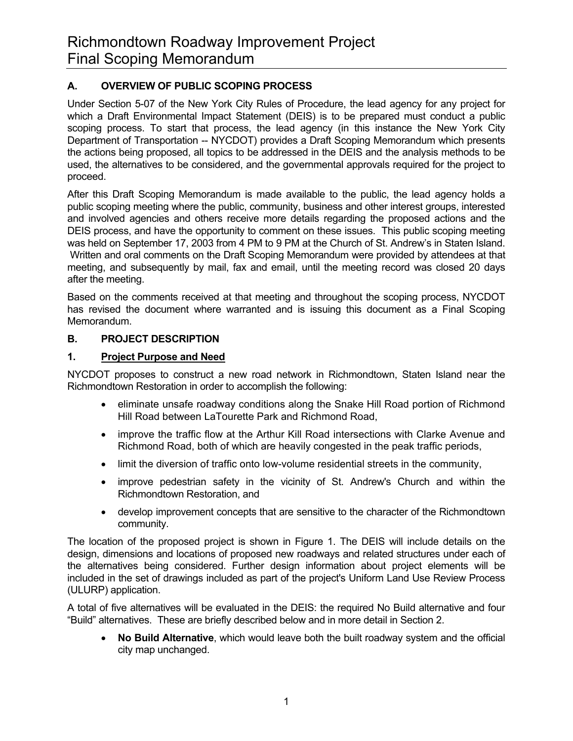# Richmondtown Roadway Improvement Project
# Final Scoping Memorandum

## A. OVERVIEW OF PUBLIC SCOPING PROCESS

Under Section 5-07 of the New York City Rules of Procedure, the lead agency for any project for which a Draft Environmental Impact Statement (DEIS) is to be prepared must conduct a public scoping process. To start that process, the lead agency (in this instance the New York City Department of Transportation -- NYCDOT) provides a Draft Scoping Memorandum which presents the actions being proposed, all topics to be addressed in the DEIS and the analysis methods to be used, the alternatives to be considered, and the governmental approvals required for the project to proceed.

After this Draft Scoping Memorandum is made available to the public, the lead agency holds a public scoping meeting where the public, community, business and other interest groups, interested and involved agencies and others receive more details regarding the proposed actions and the DEIS process, and have the opportunity to comment on these issues. This public scoping meeting was held on September 17, 2003 from 4 PM to 9 PM at the Church of St. Andrew's in Staten Island. Written and oral comments on the Draft Scoping Memorandum were provided by attendees at that meeting, and subsequently by mail, fax and email, until the meeting record was closed 20 days after the meeting.

Based on the comments received at that meeting and throughout the scoping process, NYCDOT has revised the document where warranted and is issuing this document as a Final Scoping Memorandum.

## B. PROJECT DESCRIPTION

### 1. Project Purpose and Need

NYCDOT proposes to construct a new road network in Richmondtown, Staten Island near the Richmondtown Restoration in order to accomplish the following:

- eliminate unsafe roadway conditions along the Snake Hill Road portion of Richmond Hill Road between LaTourette Park and Richmond Road,
- improve the traffic flow at the Arthur Kill Road intersections with Clarke Avenue and Richmond Road, both of which are heavily congested in the peak traffic periods,
- limit the diversion of traffic onto low-volume residential streets in the community,
- improve pedestrian safety in the vicinity of St. Andrew's Church and within the Richmondtown Restoration, and
- develop improvement concepts that are sensitive to the character of the Richmondtown community.

The location of the proposed project is shown in Figure 1. The DEIS will include details on the design, dimensions and locations of proposed new roadways and related structures under each of the alternatives being considered. Further design information about project elements will be included in the set of drawings included as part of the project's Uniform Land Use Review Process (ULURP) application.

A total of five alternatives will be evaluated in the DEIS: the required No Build alternative and four "Build" alternatives. These are briefly described below and in more detail in Section 2.

- **No Build Alternative**, which would leave both the built roadway system and the official city map unchanged.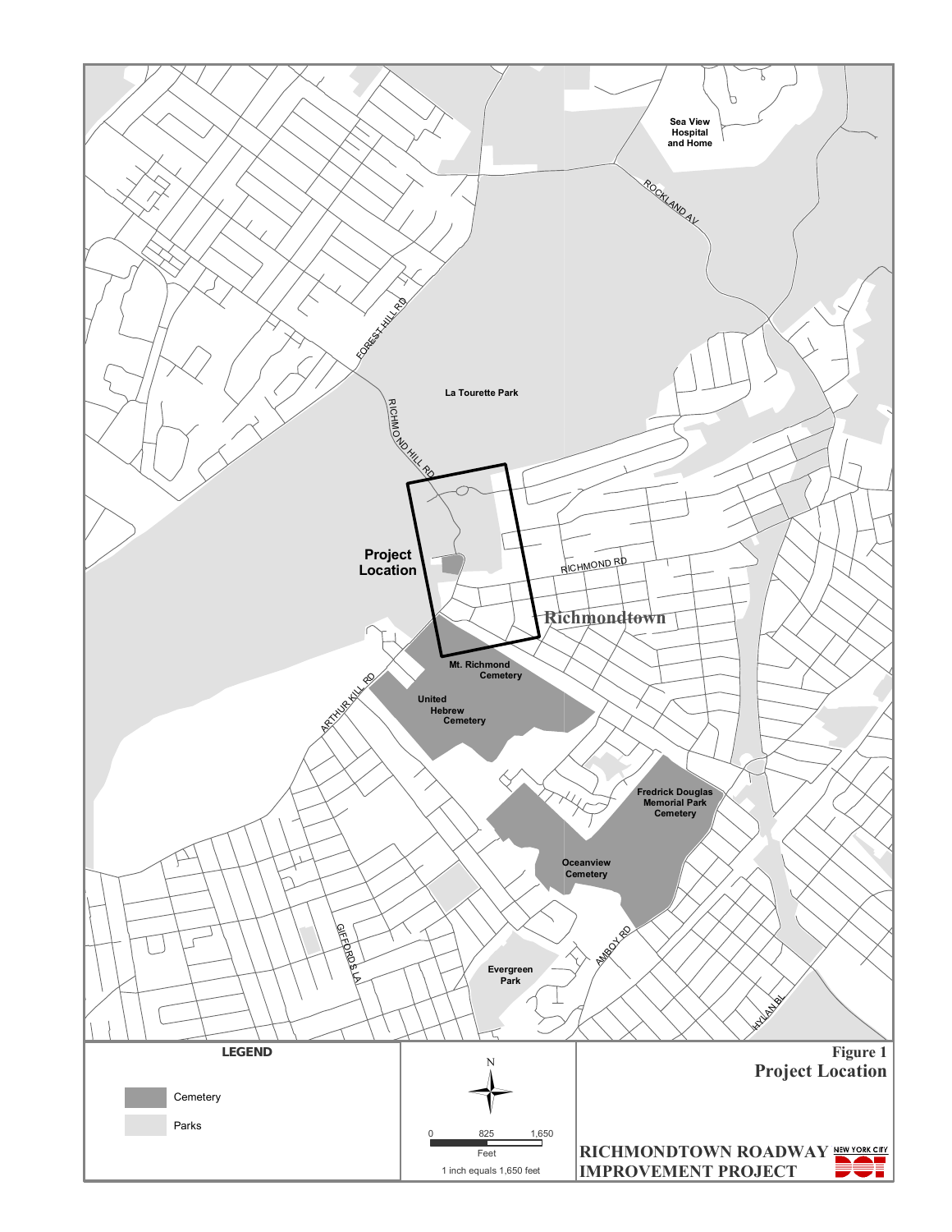Sea View Hospital and Home

ROCKLAND AV

FOREST HILL RD

La Tourette Park

RICHMOND HILL RD

Project Location

RICHMOND RD

Richmondtown

Mt. Richmond Cemetery

ARTHUR KILL RD

United Hebrew Cemetery

Fredrick Douglas Memorial Park Cemetery

Oceanview Cemetery

AMBOY RD

GIFFORDS LA

Evergreen Park

HYLAN BL

**LEGEND**

Cemetery

Parks

N

0 825 1,650

Feet

1 inch equals 1,650 feet

**Figure 1**
**Project Location**

**RICHMONDTOWN ROADWAY IMPROVEMENT PROJECT**

NEW YORK CITY DOT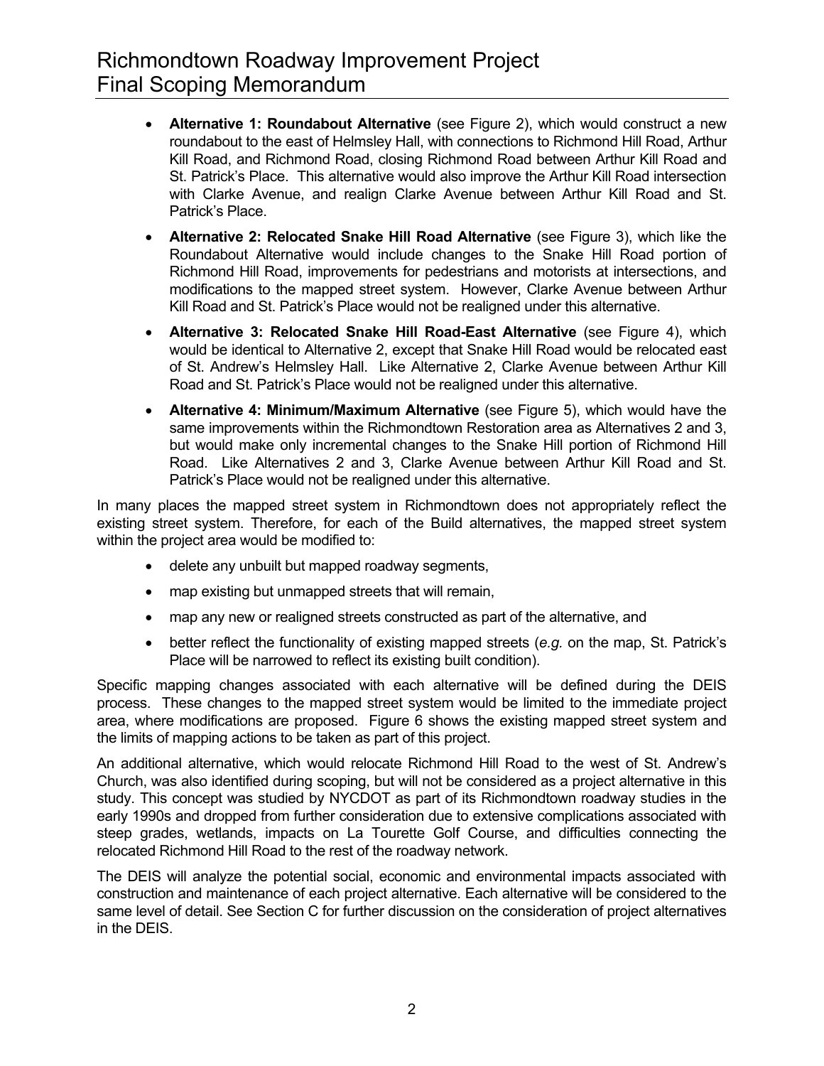- **Alternative 1: Roundabout Alternative** (see Figure 2), which would construct a new roundabout to the east of Helmsley Hall, with connections to Richmond Hill Road, Arthur Kill Road, and Richmond Road, closing Richmond Road between Arthur Kill Road and St. Patrick's Place. This alternative would also improve the Arthur Kill Road intersection with Clarke Avenue, and realign Clarke Avenue between Arthur Kill Road and St. Patrick's Place.
- **Alternative 2: Relocated Snake Hill Road Alternative** (see Figure 3), which like the Roundabout Alternative would include changes to the Snake Hill Road portion of Richmond Hill Road, improvements for pedestrians and motorists at intersections, and modifications to the mapped street system. However, Clarke Avenue between Arthur Kill Road and St. Patrick's Place would not be realigned under this alternative.
- **Alternative 3: Relocated Snake Hill Road-East Alternative** (see Figure 4), which would be identical to Alternative 2, except that Snake Hill Road would be relocated east of St. Andrew's Helmsley Hall. Like Alternative 2, Clarke Avenue between Arthur Kill Road and St. Patrick's Place would not be realigned under this alternative.
- **Alternative 4: Minimum/Maximum Alternative** (see Figure 5), which would have the same improvements within the Richmondtown Restoration area as Alternatives 2 and 3, but would make only incremental changes to the Snake Hill portion of Richmond Hill Road. Like Alternatives 2 and 3, Clarke Avenue between Arthur Kill Road and St. Patrick's Place would not be realigned under this alternative.

In many places the mapped street system in Richmondtown does not appropriately reflect the existing street system. Therefore, for each of the Build alternatives, the mapped street system within the project area would be modified to:

- delete any unbuilt but mapped roadway segments,
- map existing but unmapped streets that will remain,
- map any new or realigned streets constructed as part of the alternative, and
- better reflect the functionality of existing mapped streets (*e.g.* on the map, St. Patrick's Place will be narrowed to reflect its existing built condition).

Specific mapping changes associated with each alternative will be defined during the DEIS process. These changes to the mapped street system would be limited to the immediate project area, where modifications are proposed. Figure 6 shows the existing mapped street system and the limits of mapping actions to be taken as part of this project.

An additional alternative, which would relocate Richmond Hill Road to the west of St. Andrew's Church, was also identified during scoping, but will not be considered as a project alternative in this study. This concept was studied by NYCDOT as part of its Richmondtown roadway studies in the early 1990s and dropped from further consideration due to extensive complications associated with steep grades, wetlands, impacts on La Tourette Golf Course, and difficulties connecting the relocated Richmond Hill Road to the rest of the roadway network.

The DEIS will analyze the potential social, economic and environmental impacts associated with construction and maintenance of each project alternative. Each alternative will be considered to the same level of detail. See Section C for further discussion on the consideration of project alternatives in the DEIS.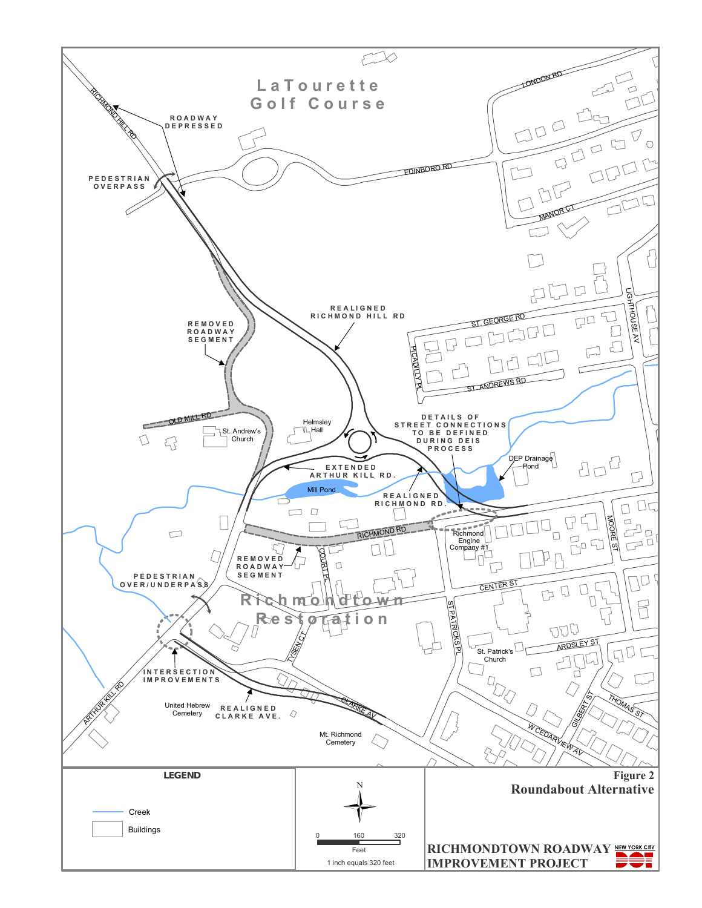**Figure 2**

**Roundabout Alternative**

**RICHMONDTOWN ROADWAY IMPROVEMENT PROJECT**

LaTourette Golf Course

ROADWAY DEPRESSED

PEDESTRIAN OVERPASS

REMOVED ROADWAY SEGMENT

REALIGNED RICHMOND HILL RD

DETAILS OF STREET CONNECTIONS TO BE DEFINED DURING DEIS PROCESS

EXTENDED ARTHUR KILL RD.

REALIGNED RICHMOND RD.

REMOVED ROADWAY SEGMENT

PEDESTRIAN OVER/UNDERPASS

INTERSECTION IMPROVEMENTS

REALIGNED CLARKE AVE.

Richmondtown Restoration

RICHMOND HILL RD, EDINBORO RD, LONDON RD, MANOR CT, ST. GEORGE RD, ST. ANDREWS RD, PICADILLY PL, LIGHTHOUSE AV, OLD MILL RD, RICHMOND RD, COURT PL, CENTER ST, MOORE ST, ST PATRICKS PL, ARDSLEY ST, TYSEN CT, CLARKE AV, ARTHUR KILL RD, GILBERT ST, THOMAS ST, W CEDARVIEW AV

Helmsley Hall, St. Andrew's Church, Mill Pond, DEP Drainage Pond, Richmond Engine Company #1, St. Patrick's Church, United Hebrew Cemetery, Mt. Richmond Cemetery

**LEGEND**

- Creek
- Buildings

N

0 160 320 Feet

1 inch equals 320 feet

NEW YORK CITY DOT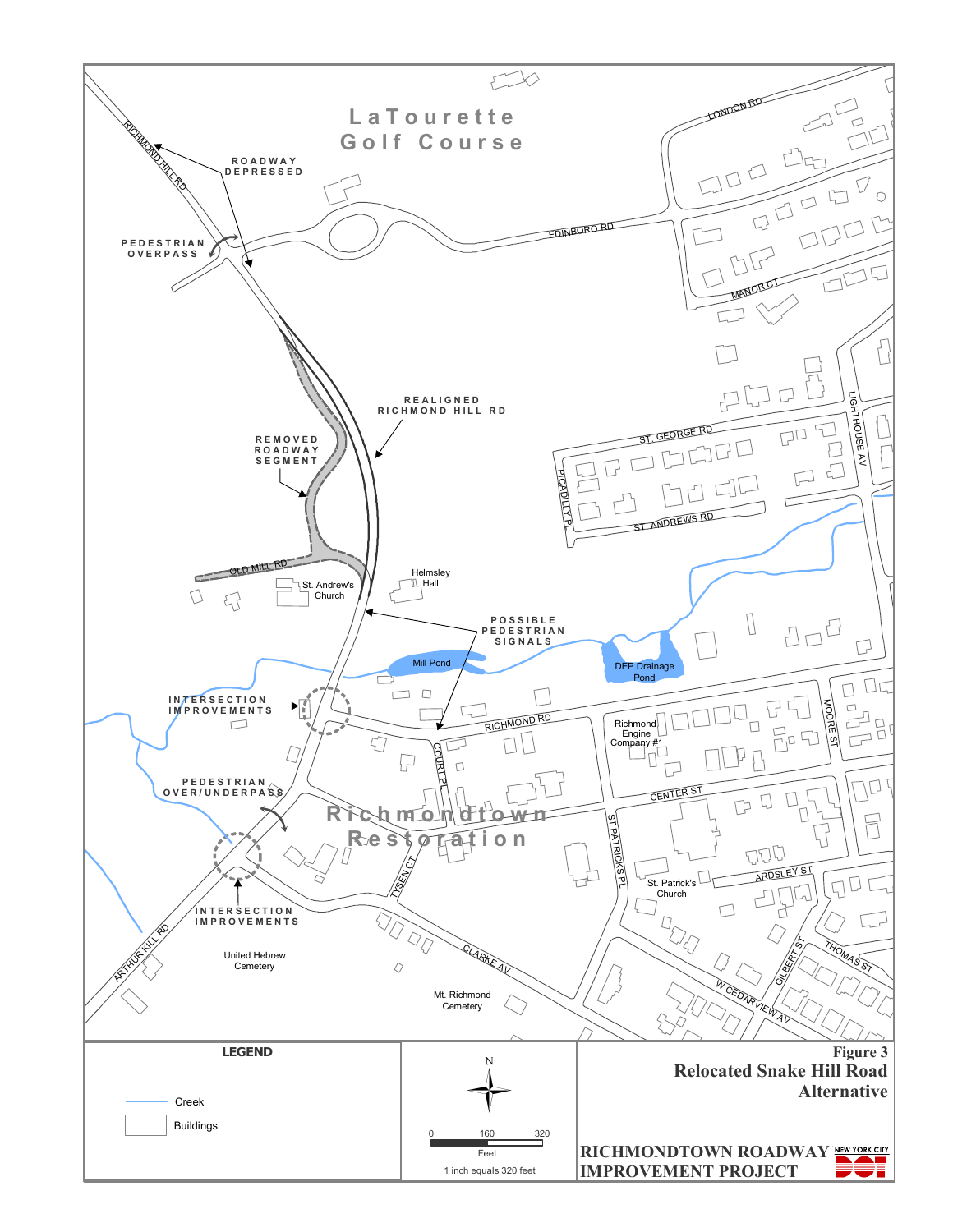**Figure 3**

**Relocated Snake Hill Road Alternative**

**RICHMONDTOWN ROADWAY IMPROVEMENT PROJECT**

NEW YORK CITY DOT

**LEGEND**

- Creek
- Buildings

N

0 160 320

Feet

1 inch equals 320 feet

LaTourette Golf Course

Richmondtown Restoration

ROADWAY DEPRESSED

PEDESTRIAN OVERPASS

REALIGNED RICHMOND HILL RD

REMOVED ROADWAY SEGMENT

POSSIBLE PEDESTRIAN SIGNALS

INTERSECTION IMPROVEMENTS

PEDESTRIAN OVER/UNDERPASS

INTERSECTION IMPROVEMENTS

RICHMOND HILL RD, EDINBORO RD, LONDON RD, MANOR CT, LIGHTHOUSE AV, ST. GEORGE RD, PICADILLY PL, ST. ANDREWS RD, OLD MILL RD, RICHMOND RD, COURT PL, MOORE ST, CENTER ST, ST PATRICKS PL, ARDSLEY ST, TYSEN CT, CLARKE AV, GILBERT ST, THOMAS ST, W CEDARVIEW AV, ARTHUR KILL RD

St. Andrew's Church, Helmsley Hall, Mill Pond, DEP Drainage Pond, Richmond Engine Company #1, St. Patrick's Church, United Hebrew Cemetery, Mt. Richmond Cemetery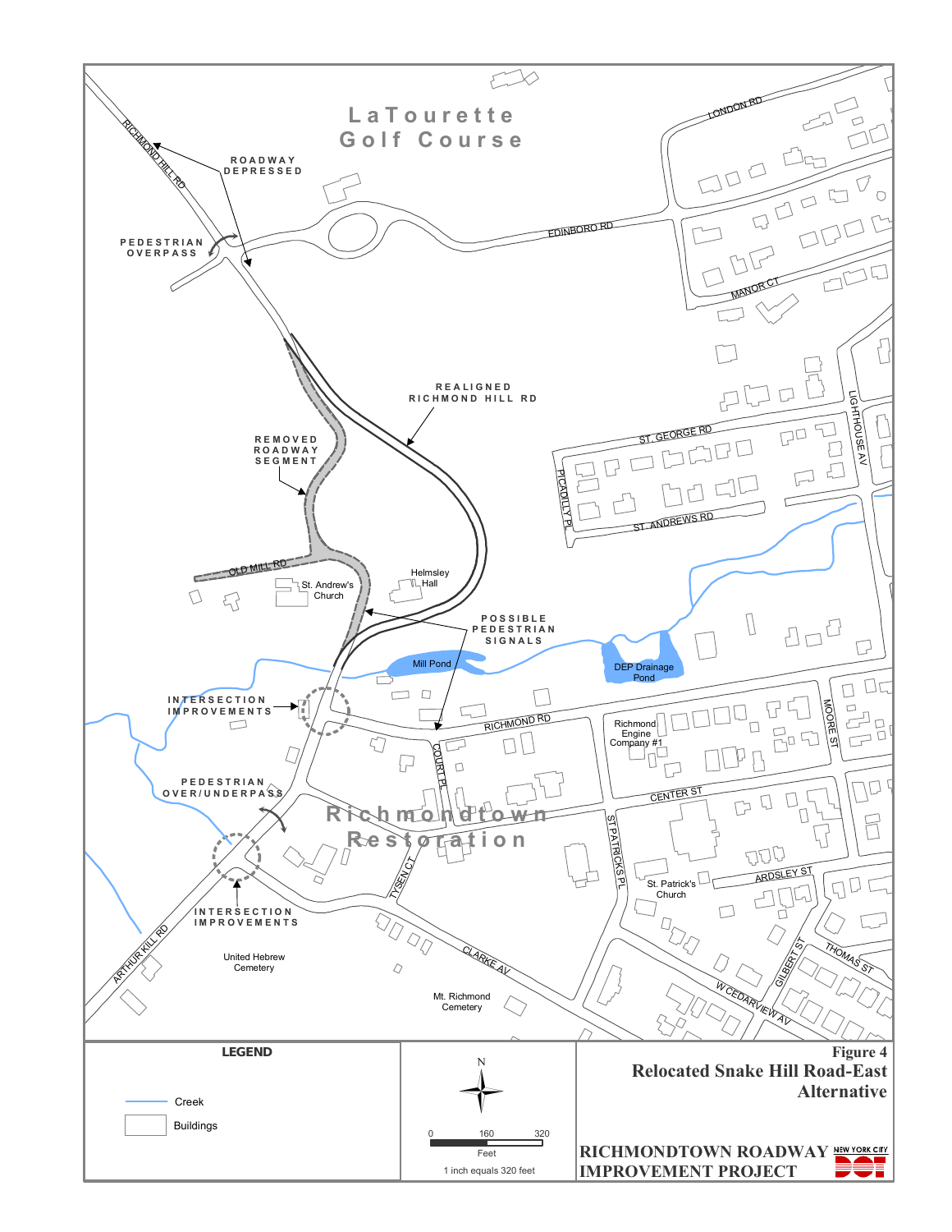**Figure 4**

**Relocated Snake Hill Road-East Alternative**

**RICHMONDTOWN ROADWAY IMPROVEMENT PROJECT**

NEW YORK CITY DOT

LaTourette Golf Course

Richmondtown Restoration

ROADWAY DEPRESSED

PEDESTRIAN OVERPASS

REALIGNED RICHMOND HILL RD

REMOVED ROADWAY SEGMENT

POSSIBLE PEDESTRIAN SIGNALS

INTERSECTION IMPROVEMENTS

PEDESTRIAN OVER/UNDERPASS

INTERSECTION IMPROVEMENTS

RICHMOND HILL RD, EDINBORO RD, LONDON RD, MANOR CT, ST. GEORGE RD, ST. ANDREWS RD, PICADILLY PL, LIGHTHOUSE AV, OLD MILL RD, RICHMOND RD, COURT PL, CENTER ST, MOORE ST, ST PATRICKS PL, ARDSLEY ST, TYSEN CT, CLARKE AV, ARTHUR KILL RD, W CEDARVIEW AV, GILBERT ST, THOMAS ST

St. Andrew's Church, Helmsley Hall, Mill Pond, DEP Drainage Pond, Richmond Engine Company #1, St. Patrick's Church, United Hebrew Cemetery, Mt. Richmond Cemetery

**LEGEND**

- Creek
- Buildings

N

0 160 320 Feet

1 inch equals 320 feet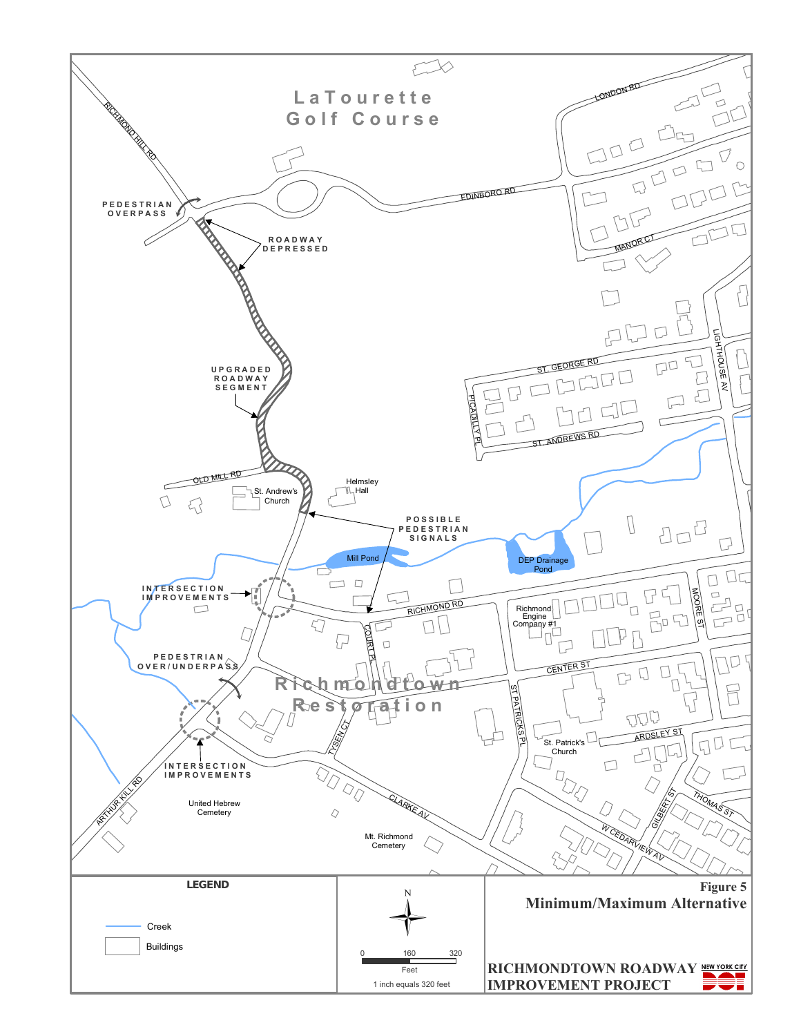# Figure 5

## Minimum/Maximum Alternative

RICHMONDTOWN ROADWAY IMPROVEMENT PROJECT

NEW YORK CITY DOT

**LEGEND**

- Creek
- Buildings

N

0 160 320 Feet

1 inch equals 320 feet

LaTourette Golf Course

PEDESTRIAN OVERPASS

ROADWAY DEPRESSED

UPGRADED ROADWAY SEGMENT

POSSIBLE PEDESTRIAN SIGNALS

INTERSECTION IMPROVEMENTS

PEDESTRIAN OVER/UNDERPASS

INTERSECTION IMPROVEMENTS

Richmondtown Restoration

RICHMOND HILL RD, EDINBORO RD, LONDON RD, MANOR CT, ST. GEORGE RD, ST. ANDREWS RD, PICADILLY PL, LIGHTHOUSE AV, OLD MILL RD, RICHMOND RD, COURT PL, CENTER ST, MOORE ST, ST PATRICKS PL, ARDSLEY ST, TYSEN CT, CLARKE AV, W CEDARVIEW AV, GILBERT ST, THOMAS ST, ARTHUR KILL RD

St. Andrew's Church, Helmsley Hall, Mill Pond, DEP Drainage Pond, Richmond Engine Company #1, St. Patrick's Church, United Hebrew Cemetery, Mt. Richmond Cemetery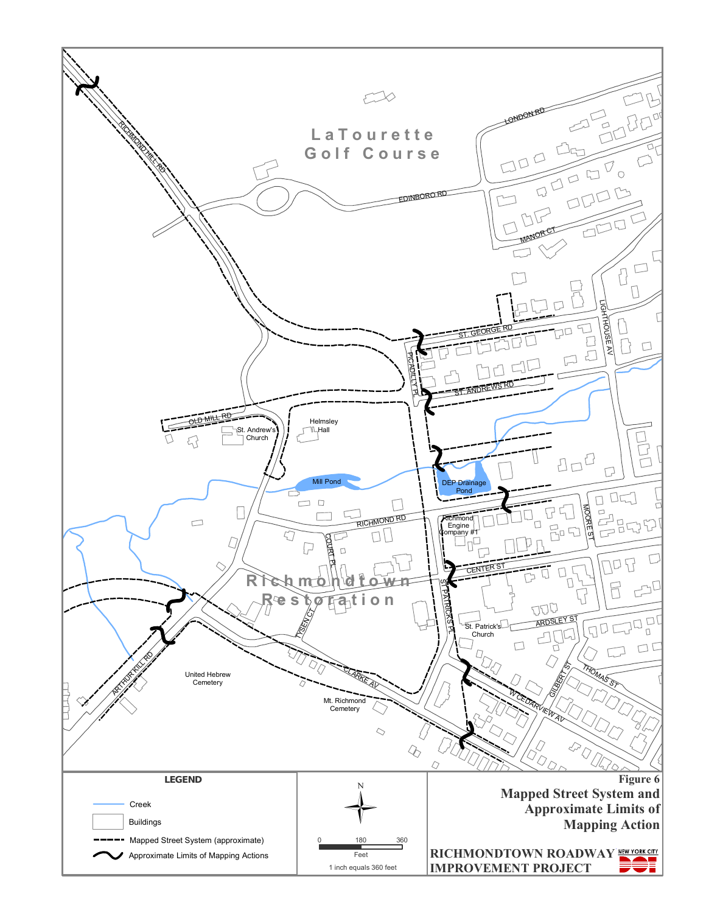**Figure 6**

**Mapped Street System and Approximate Limits of Mapping Action**

**RICHMONDTOWN ROADWAY IMPROVEMENT PROJECT**

LaTourette Golf Course

Richmondtown Restoration

RICHMOND HILL RD, EDINBORO RD, LONDON RD, MANOR CT, ST. GEORGE RD, PICADILLY PL, ST. ANDREWS RD, LIGHTHOUSE AV, OLD MILL RD, RICHMOND RD, COURT PL, MOORE ST, CENTER ST, ST. PATRICKS PL, ARDSLEY ST, TYSEN CT, CLARKE AV, ARTHUR KILL RD, GILBERT ST, THOMAS ST, W CEDARVIEW AV

Helmsley Hall, St. Andrew's Church, Mill Pond, DEP Drainage Pond, Richmond Engine Company #1, St. Patrick's Church, United Hebrew Cemetery, Mt. Richmond Cemetery

**LEGEND**

- Creek
- Buildings
- Mapped Street System (approximate)
- Approximate Limits of Mapping Actions

N

0 180 360 Feet

1 inch equals 360 feet

NEW YORK CITY DOT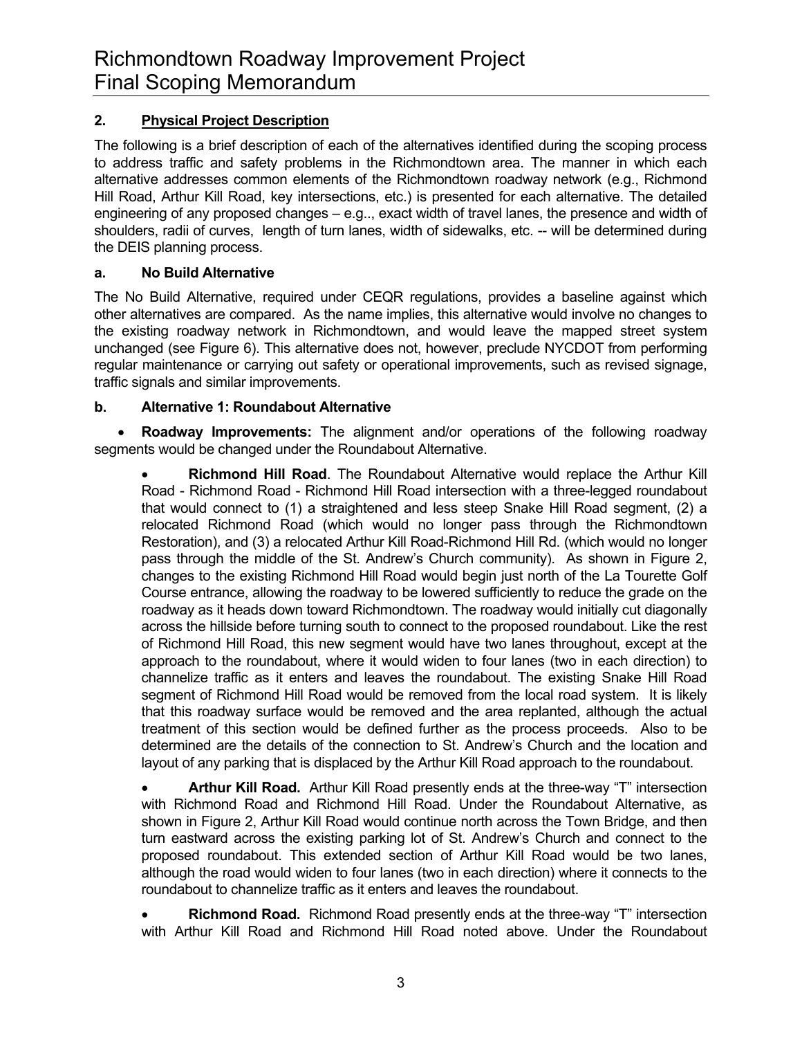## 2. Physical Project Description

The following is a brief description of each of the alternatives identified during the scoping process to address traffic and safety problems in the Richmondtown area. The manner in which each alternative addresses common elements of the Richmondtown roadway network (e.g., Richmond Hill Road, Arthur Kill Road, key intersections, etc.) is presented for each alternative. The detailed engineering of any proposed changes – e.g.., exact width of travel lanes, the presence and width of shoulders, radii of curves, length of turn lanes, width of sidewalks, etc. -- will be determined during the DEIS planning process.

### a. No Build Alternative

The No Build Alternative, required under CEQR regulations, provides a baseline against which other alternatives are compared. As the name implies, this alternative would involve no changes to the existing roadway network in Richmondtown, and would leave the mapped street system unchanged (see Figure 6). This alternative does not, however, preclude NYCDOT from performing regular maintenance or carrying out safety or operational improvements, such as revised signage, traffic signals and similar improvements.

### b. Alternative 1: Roundabout Alternative

- **Roadway Improvements:** The alignment and/or operations of the following roadway segments would be changed under the Roundabout Alternative.

  - **Richmond Hill Road**. The Roundabout Alternative would replace the Arthur Kill Road - Richmond Road - Richmond Hill Road intersection with a three-legged roundabout that would connect to (1) a straightened and less steep Snake Hill Road segment, (2) a relocated Richmond Road (which would no longer pass through the Richmondtown Restoration), and (3) a relocated Arthur Kill Road-Richmond Hill Rd. (which would no longer pass through the middle of the St. Andrew's Church community). As shown in Figure 2, changes to the existing Richmond Hill Road would begin just north of the La Tourette Golf Course entrance, allowing the roadway to be lowered sufficiently to reduce the grade on the roadway as it heads down toward Richmondtown. The roadway would initially cut diagonally across the hillside before turning south to connect to the proposed roundabout. Like the rest of Richmond Hill Road, this new segment would have two lanes throughout, except at the approach to the roundabout, where it would widen to four lanes (two in each direction) to channelize traffic as it enters and leaves the roundabout. The existing Snake Hill Road segment of Richmond Hill Road would be removed from the local road system. It is likely that this roadway surface would be removed and the area replanted, although the actual treatment of this section would be defined further as the process proceeds. Also to be determined are the details of the connection to St. Andrew's Church and the location and layout of any parking that is displaced by the Arthur Kill Road approach to the roundabout.

  - **Arthur Kill Road.** Arthur Kill Road presently ends at the three-way "T" intersection with Richmond Road and Richmond Hill Road. Under the Roundabout Alternative, as shown in Figure 2, Arthur Kill Road would continue north across the Town Bridge, and then turn eastward across the existing parking lot of St. Andrew's Church and connect to the proposed roundabout. This extended section of Arthur Kill Road would be two lanes, although the road would widen to four lanes (two in each direction) where it connects to the roundabout to channelize traffic as it enters and leaves the roundabout.

  - **Richmond Road.** Richmond Road presently ends at the three-way "T" intersection with Arthur Kill Road and Richmond Hill Road noted above. Under the Roundabout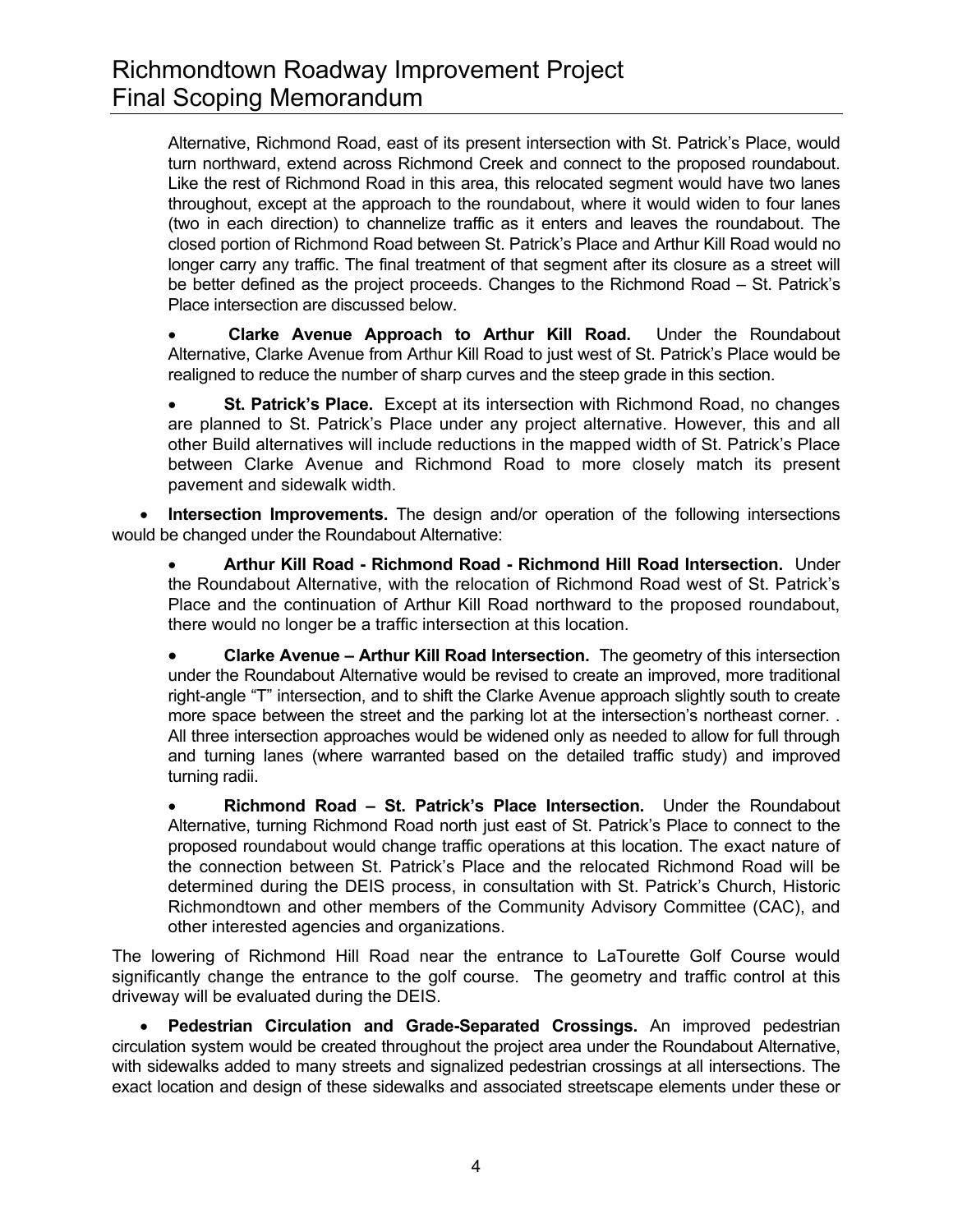Alternative, Richmond Road, east of its present intersection with St. Patrick's Place, would turn northward, extend across Richmond Creek and connect to the proposed roundabout. Like the rest of Richmond Road in this area, this relocated segment would have two lanes throughout, except at the approach to the roundabout, where it would widen to four lanes (two in each direction) to channelize traffic as it enters and leaves the roundabout. The closed portion of Richmond Road between St. Patrick's Place and Arthur Kill Road would no longer carry any traffic. The final treatment of that segment after its closure as a street will be better defined as the project proceeds. Changes to the Richmond Road – St. Patrick's Place intersection are discussed below.

- **Clarke Avenue Approach to Arthur Kill Road.** Under the Roundabout Alternative, Clarke Avenue from Arthur Kill Road to just west of St. Patrick's Place would be realigned to reduce the number of sharp curves and the steep grade in this section.

- **St. Patrick's Place.** Except at its intersection with Richmond Road, no changes are planned to St. Patrick's Place under any project alternative. However, this and all other Build alternatives will include reductions in the mapped width of St. Patrick's Place between Clarke Avenue and Richmond Road to more closely match its present pavement and sidewalk width.

- **Intersection Improvements.** The design and/or operation of the following intersections would be changed under the Roundabout Alternative:

  - **Arthur Kill Road - Richmond Road - Richmond Hill Road Intersection.** Under the Roundabout Alternative, with the relocation of Richmond Road west of St. Patrick's Place and the continuation of Arthur Kill Road northward to the proposed roundabout, there would no longer be a traffic intersection at this location.

  - **Clarke Avenue – Arthur Kill Road Intersection.** The geometry of this intersection under the Roundabout Alternative would be revised to create an improved, more traditional right-angle "T" intersection, and to shift the Clarke Avenue approach slightly south to create more space between the street and the parking lot at the intersection's northeast corner. . All three intersection approaches would be widened only as needed to allow for full through and turning lanes (where warranted based on the detailed traffic study) and improved turning radii.

  - **Richmond Road – St. Patrick's Place Intersection.** Under the Roundabout Alternative, turning Richmond Road north just east of St. Patrick's Place to connect to the proposed roundabout would change traffic operations at this location. The exact nature of the connection between St. Patrick's Place and the relocated Richmond Road will be determined during the DEIS process, in consultation with St. Patrick's Church, Historic Richmondtown and other members of the Community Advisory Committee (CAC), and other interested agencies and organizations.

The lowering of Richmond Hill Road near the entrance to LaTourette Golf Course would significantly change the entrance to the golf course. The geometry and traffic control at this driveway will be evaluated during the DEIS.

- **Pedestrian Circulation and Grade-Separated Crossings.** An improved pedestrian circulation system would be created throughout the project area under the Roundabout Alternative, with sidewalks added to many streets and signalized pedestrian crossings at all intersections. The exact location and design of these sidewalks and associated streetscape elements under these or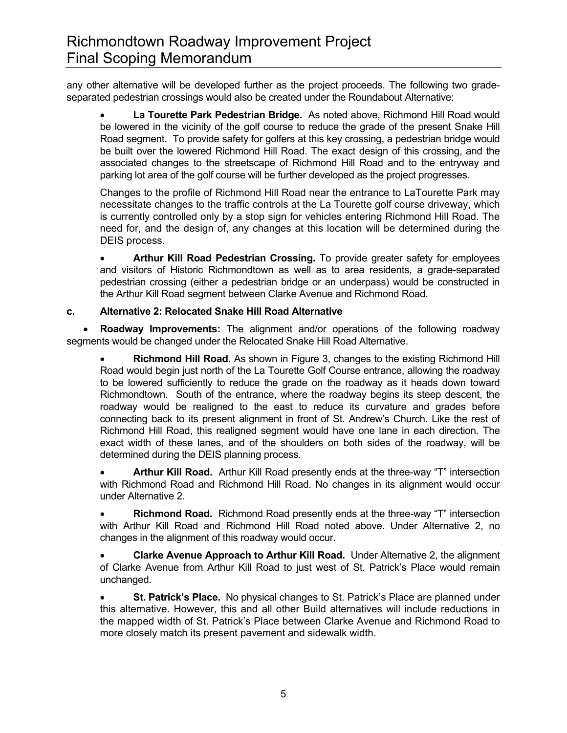any other alternative will be developed further as the project proceeds. The following two grade-separated pedestrian crossings would also be created under the Roundabout Alternative:

- **La Tourette Park Pedestrian Bridge.** As noted above, Richmond Hill Road would be lowered in the vicinity of the golf course to reduce the grade of the present Snake Hill Road segment. To provide safety for golfers at this key crossing, a pedestrian bridge would be built over the lowered Richmond Hill Road. The exact design of this crossing, and the associated changes to the streetscape of Richmond Hill Road and to the entryway and parking lot area of the golf course will be further developed as the project progresses.

  Changes to the profile of Richmond Hill Road near the entrance to LaTourette Park may necessitate changes to the traffic controls at the La Tourette golf course driveway, which is currently controlled only by a stop sign for vehicles entering Richmond Hill Road. The need for, and the design of, any changes at this location will be determined during the DEIS process.

- **Arthur Kill Road Pedestrian Crossing.** To provide greater safety for employees and visitors of Historic Richmondtown as well as to area residents, a grade-separated pedestrian crossing (either a pedestrian bridge or an underpass) would be constructed in the Arthur Kill Road segment between Clarke Avenue and Richmond Road.

### c. Alternative 2: Relocated Snake Hill Road Alternative

- **Roadway Improvements:** The alignment and/or operations of the following roadway segments would be changed under the Relocated Snake Hill Road Alternative.

  - **Richmond Hill Road.** As shown in Figure 3, changes to the existing Richmond Hill Road would begin just north of the La Tourette Golf Course entrance, allowing the roadway to be lowered sufficiently to reduce the grade on the roadway as it heads down toward Richmondtown. South of the entrance, where the roadway begins its steep descent, the roadway would be realigned to the east to reduce its curvature and grades before connecting back to its present alignment in front of St. Andrew's Church. Like the rest of Richmond Hill Road, this realigned segment would have one lane in each direction. The exact width of these lanes, and of the shoulders on both sides of the roadway, will be determined during the DEIS planning process.

  - **Arthur Kill Road.** Arthur Kill Road presently ends at the three-way "T" intersection with Richmond Road and Richmond Hill Road. No changes in its alignment would occur under Alternative 2.

  - **Richmond Road.** Richmond Road presently ends at the three-way "T" intersection with Arthur Kill Road and Richmond Hill Road noted above. Under Alternative 2, no changes in the alignment of this roadway would occur.

  - **Clarke Avenue Approach to Arthur Kill Road.** Under Alternative 2, the alignment of Clarke Avenue from Arthur Kill Road to just west of St. Patrick's Place would remain unchanged.

  - **St. Patrick's Place.** No physical changes to St. Patrick's Place are planned under this alternative. However, this and all other Build alternatives will include reductions in the mapped width of St. Patrick's Place between Clarke Avenue and Richmond Road to more closely match its present pavement and sidewalk width.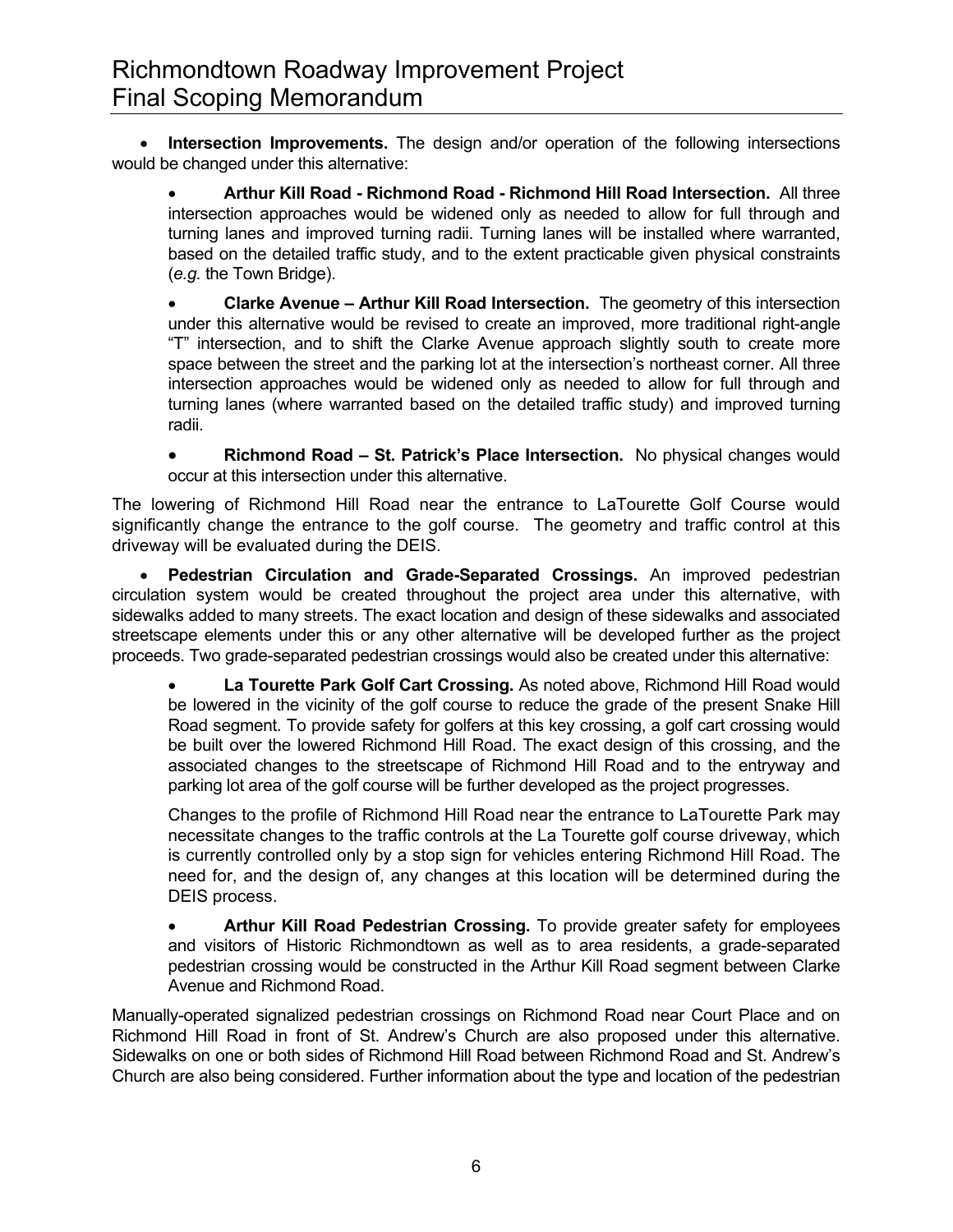- **Intersection Improvements.** The design and/or operation of the following intersections would be changed under this alternative:

  - **Arthur Kill Road - Richmond Road - Richmond Hill Road Intersection.** All three intersection approaches would be widened only as needed to allow for full through and turning lanes and improved turning radii. Turning lanes will be installed where warranted, based on the detailed traffic study, and to the extent practicable given physical constraints (*e.g.* the Town Bridge).

  - **Clarke Avenue – Arthur Kill Road Intersection.** The geometry of this intersection under this alternative would be revised to create an improved, more traditional right-angle "T" intersection, and to shift the Clarke Avenue approach slightly south to create more space between the street and the parking lot at the intersection's northeast corner. All three intersection approaches would be widened only as needed to allow for full through and turning lanes (where warranted based on the detailed traffic study) and improved turning radii.

  - **Richmond Road – St. Patrick's Place Intersection.** No physical changes would occur at this intersection under this alternative.

The lowering of Richmond Hill Road near the entrance to LaTourette Golf Course would significantly change the entrance to the golf course. The geometry and traffic control at this driveway will be evaluated during the DEIS.

- **Pedestrian Circulation and Grade-Separated Crossings.** An improved pedestrian circulation system would be created throughout the project area under this alternative, with sidewalks added to many streets. The exact location and design of these sidewalks and associated streetscape elements under this or any other alternative will be developed further as the project proceeds. Two grade-separated pedestrian crossings would also be created under this alternative:

  - **La Tourette Park Golf Cart Crossing.** As noted above, Richmond Hill Road would be lowered in the vicinity of the golf course to reduce the grade of the present Snake Hill Road segment. To provide safety for golfers at this key crossing, a golf cart crossing would be built over the lowered Richmond Hill Road. The exact design of this crossing, and the associated changes to the streetscape of Richmond Hill Road and to the entryway and parking lot area of the golf course will be further developed as the project progresses.

    Changes to the profile of Richmond Hill Road near the entrance to LaTourette Park may necessitate changes to the traffic controls at the La Tourette golf course driveway, which is currently controlled only by a stop sign for vehicles entering Richmond Hill Road. The need for, and the design of, any changes at this location will be determined during the DEIS process.

  - **Arthur Kill Road Pedestrian Crossing.** To provide greater safety for employees and visitors of Historic Richmondtown as well as to area residents, a grade-separated pedestrian crossing would be constructed in the Arthur Kill Road segment between Clarke Avenue and Richmond Road.

Manually-operated signalized pedestrian crossings on Richmond Road near Court Place and on Richmond Hill Road in front of St. Andrew's Church are also proposed under this alternative. Sidewalks on one or both sides of Richmond Hill Road between Richmond Road and St. Andrew's Church are also being considered. Further information about the type and location of the pedestrian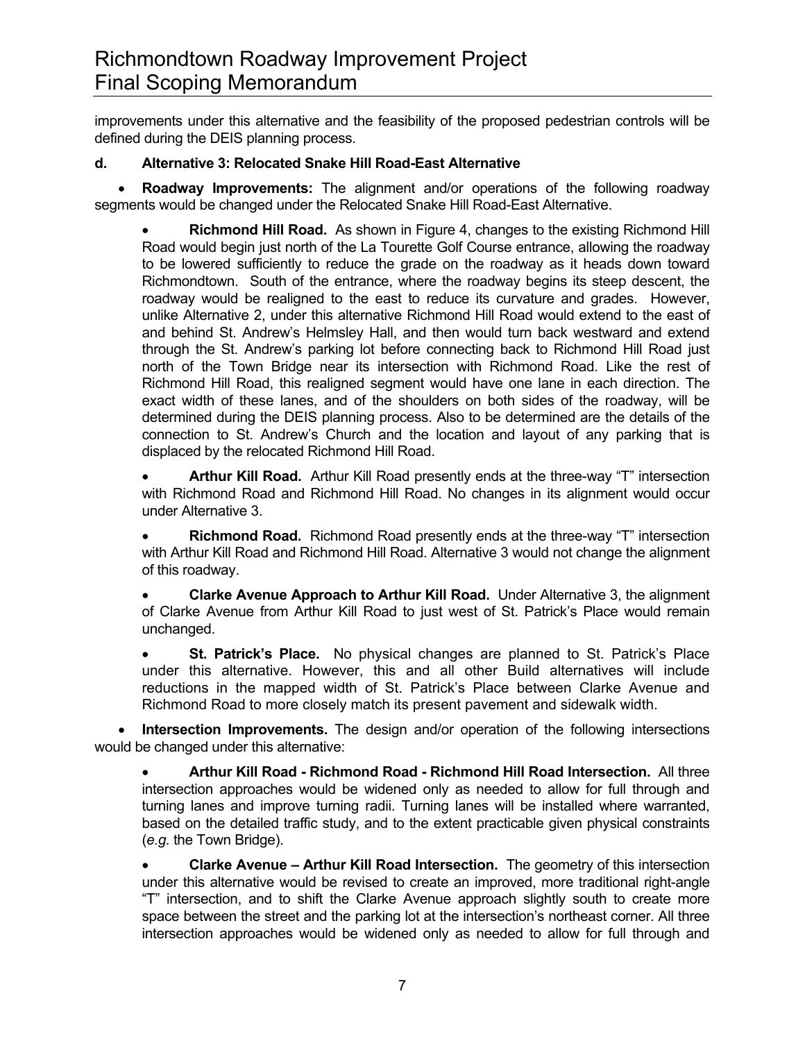improvements under this alternative and the feasibility of the proposed pedestrian controls will be defined during the DEIS planning process.

### d. Alternative 3: Relocated Snake Hill Road-East Alternative

- **Roadway Improvements:** The alignment and/or operations of the following roadway segments would be changed under the Relocated Snake Hill Road-East Alternative.

  - **Richmond Hill Road.** As shown in Figure 4, changes to the existing Richmond Hill Road would begin just north of the La Tourette Golf Course entrance, allowing the roadway to be lowered sufficiently to reduce the grade on the roadway as it heads down toward Richmondtown. South of the entrance, where the roadway begins its steep descent, the roadway would be realigned to the east to reduce its curvature and grades. However, unlike Alternative 2, under this alternative Richmond Hill Road would extend to the east of and behind St. Andrew's Helmsley Hall, and then would turn back westward and extend through the St. Andrew's parking lot before connecting back to Richmond Hill Road just north of the Town Bridge near its intersection with Richmond Road. Like the rest of Richmond Hill Road, this realigned segment would have one lane in each direction. The exact width of these lanes, and of the shoulders on both sides of the roadway, will be determined during the DEIS planning process. Also to be determined are the details of the connection to St. Andrew's Church and the location and layout of any parking that is displaced by the relocated Richmond Hill Road.

  - **Arthur Kill Road.** Arthur Kill Road presently ends at the three-way "T" intersection with Richmond Road and Richmond Hill Road. No changes in its alignment would occur under Alternative 3.

  - **Richmond Road.** Richmond Road presently ends at the three-way "T" intersection with Arthur Kill Road and Richmond Hill Road. Alternative 3 would not change the alignment of this roadway.

  - **Clarke Avenue Approach to Arthur Kill Road.** Under Alternative 3, the alignment of Clarke Avenue from Arthur Kill Road to just west of St. Patrick's Place would remain unchanged.

  - **St. Patrick's Place.** No physical changes are planned to St. Patrick's Place under this alternative. However, this and all other Build alternatives will include reductions in the mapped width of St. Patrick's Place between Clarke Avenue and Richmond Road to more closely match its present pavement and sidewalk width.

- **Intersection Improvements.** The design and/or operation of the following intersections would be changed under this alternative:

  - **Arthur Kill Road - Richmond Road - Richmond Hill Road Intersection.** All three intersection approaches would be widened only as needed to allow for full through and turning lanes and improve turning radii. Turning lanes will be installed where warranted, based on the detailed traffic study, and to the extent practicable given physical constraints (*e.g.* the Town Bridge).

  - **Clarke Avenue – Arthur Kill Road Intersection.** The geometry of this intersection under this alternative would be revised to create an improved, more traditional right-angle "T" intersection, and to shift the Clarke Avenue approach slightly south to create more space between the street and the parking lot at the intersection's northeast corner. All three intersection approaches would be widened only as needed to allow for full through and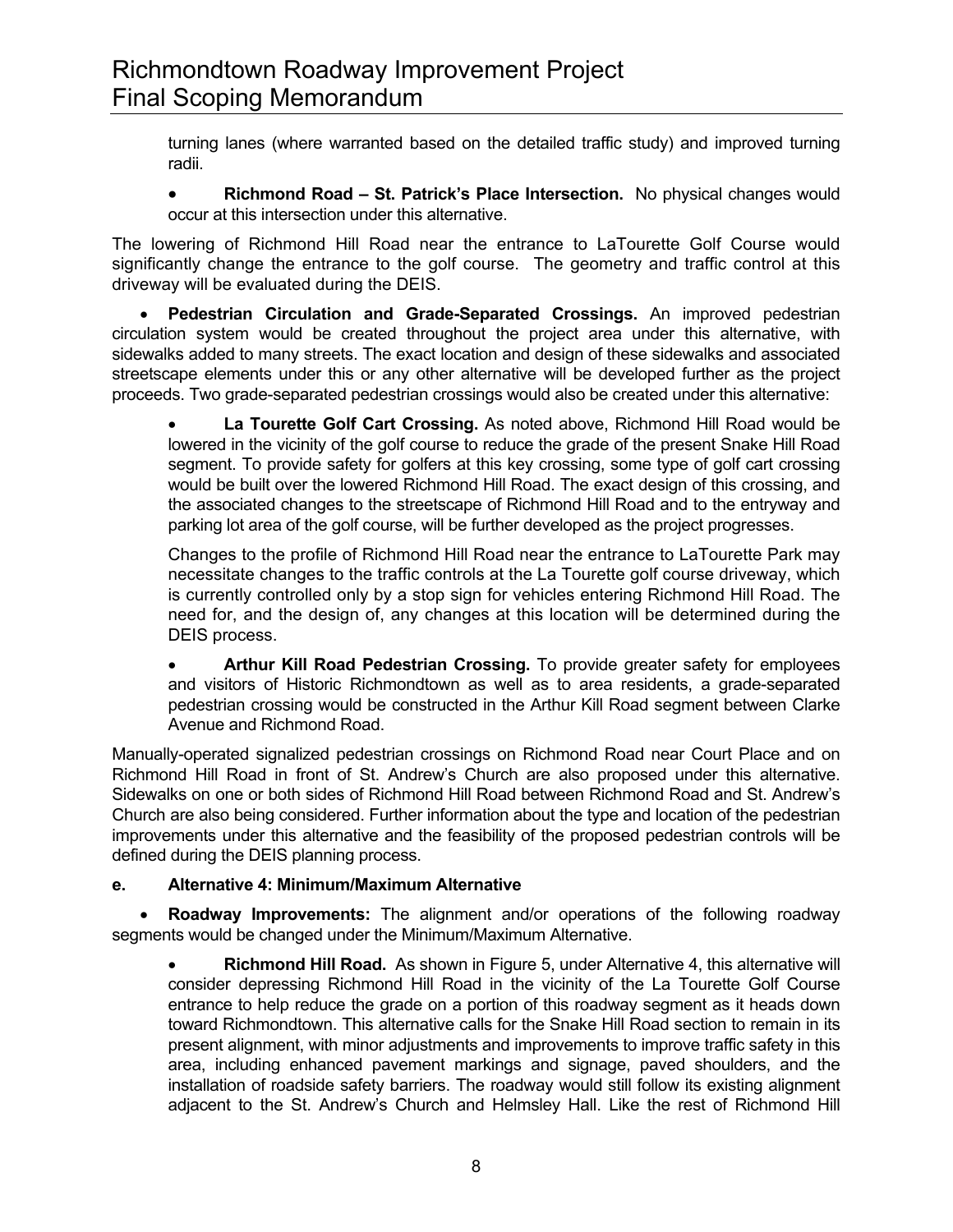turning lanes (where warranted based on the detailed traffic study) and improved turning radii.

- **Richmond Road – St. Patrick's Place Intersection.** No physical changes would occur at this intersection under this alternative.

The lowering of Richmond Hill Road near the entrance to LaTourette Golf Course would significantly change the entrance to the golf course. The geometry and traffic control at this driveway will be evaluated during the DEIS.

- **Pedestrian Circulation and Grade-Separated Crossings.** An improved pedestrian circulation system would be created throughout the project area under this alternative, with sidewalks added to many streets. The exact location and design of these sidewalks and associated streetscape elements under this or any other alternative will be developed further as the project proceeds. Two grade-separated pedestrian crossings would also be created under this alternative:

  - **La Tourette Golf Cart Crossing.** As noted above, Richmond Hill Road would be lowered in the vicinity of the golf course to reduce the grade of the present Snake Hill Road segment. To provide safety for golfers at this key crossing, some type of golf cart crossing would be built over the lowered Richmond Hill Road. The exact design of this crossing, and the associated changes to the streetscape of Richmond Hill Road and to the entryway and parking lot area of the golf course, will be further developed as the project progresses.

    Changes to the profile of Richmond Hill Road near the entrance to LaTourette Park may necessitate changes to the traffic controls at the La Tourette golf course driveway, which is currently controlled only by a stop sign for vehicles entering Richmond Hill Road. The need for, and the design of, any changes at this location will be determined during the DEIS process.

  - **Arthur Kill Road Pedestrian Crossing.** To provide greater safety for employees and visitors of Historic Richmondtown as well as to area residents, a grade-separated pedestrian crossing would be constructed in the Arthur Kill Road segment between Clarke Avenue and Richmond Road.

Manually-operated signalized pedestrian crossings on Richmond Road near Court Place and on Richmond Hill Road in front of St. Andrew's Church are also proposed under this alternative. Sidewalks on one or both sides of Richmond Hill Road between Richmond Road and St. Andrew's Church are also being considered. Further information about the type and location of the pedestrian improvements under this alternative and the feasibility of the proposed pedestrian controls will be defined during the DEIS planning process.

### e. Alternative 4: Minimum/Maximum Alternative

- **Roadway Improvements:** The alignment and/or operations of the following roadway segments would be changed under the Minimum/Maximum Alternative.

  - **Richmond Hill Road.** As shown in Figure 5, under Alternative 4, this alternative will consider depressing Richmond Hill Road in the vicinity of the La Tourette Golf Course entrance to help reduce the grade on a portion of this roadway segment as it heads down toward Richmondtown. This alternative calls for the Snake Hill Road section to remain in its present alignment, with minor adjustments and improvements to improve traffic safety in this area, including enhanced pavement markings and signage, paved shoulders, and the installation of roadside safety barriers. The roadway would still follow its existing alignment adjacent to the St. Andrew's Church and Helmsley Hall. Like the rest of Richmond Hill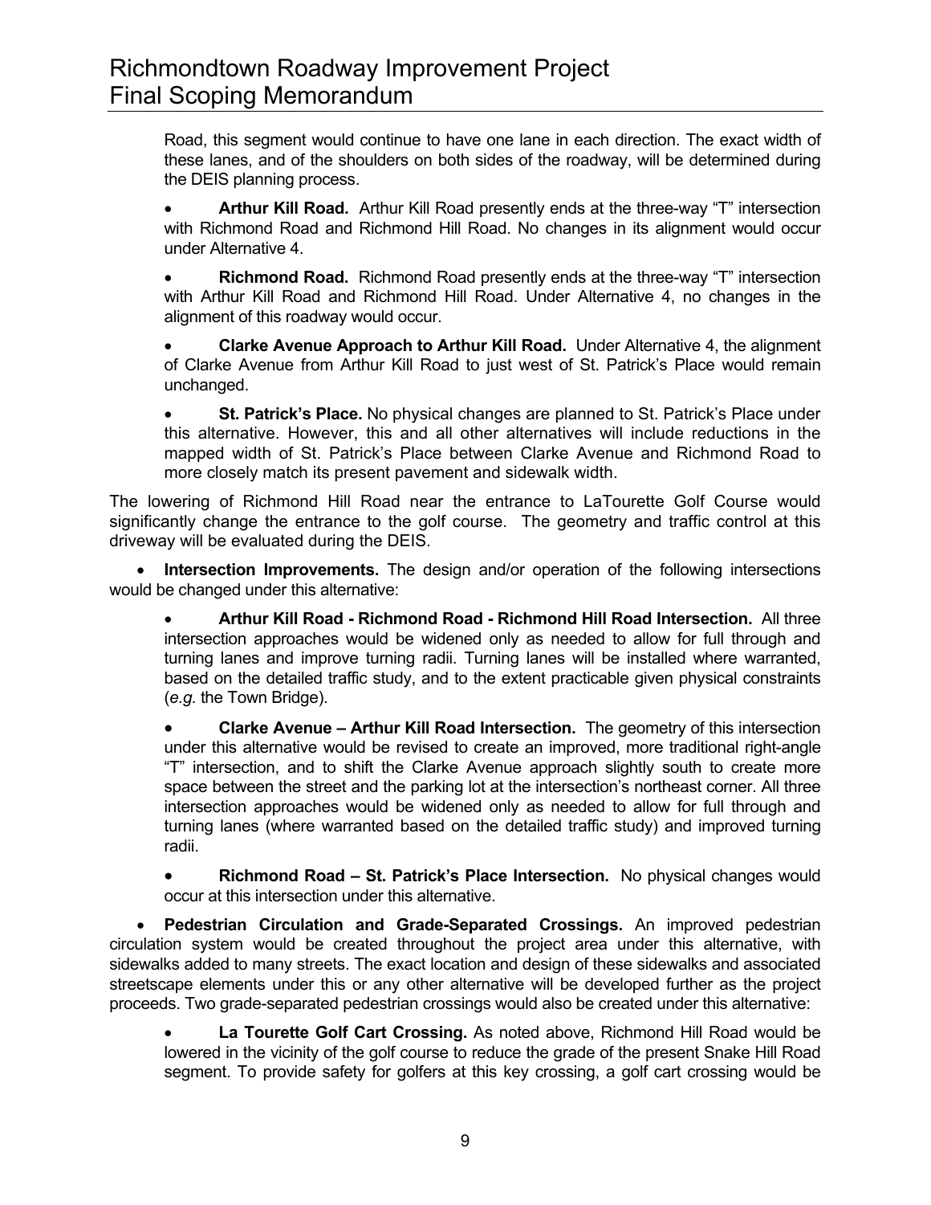Road, this segment would continue to have one lane in each direction. The exact width of these lanes, and of the shoulders on both sides of the roadway, will be determined during the DEIS planning process.

- **Arthur Kill Road.** Arthur Kill Road presently ends at the three-way "T" intersection with Richmond Road and Richmond Hill Road. No changes in its alignment would occur under Alternative 4.

- **Richmond Road.** Richmond Road presently ends at the three-way "T" intersection with Arthur Kill Road and Richmond Hill Road. Under Alternative 4, no changes in the alignment of this roadway would occur.

- **Clarke Avenue Approach to Arthur Kill Road.** Under Alternative 4, the alignment of Clarke Avenue from Arthur Kill Road to just west of St. Patrick's Place would remain unchanged.

- **St. Patrick's Place.** No physical changes are planned to St. Patrick's Place under this alternative. However, this and all other alternatives will include reductions in the mapped width of St. Patrick's Place between Clarke Avenue and Richmond Road to more closely match its present pavement and sidewalk width.

The lowering of Richmond Hill Road near the entrance to LaTourette Golf Course would significantly change the entrance to the golf course. The geometry and traffic control at this driveway will be evaluated during the DEIS.

- **Intersection Improvements.** The design and/or operation of the following intersections would be changed under this alternative:

  - **Arthur Kill Road - Richmond Road - Richmond Hill Road Intersection.** All three intersection approaches would be widened only as needed to allow for full through and turning lanes and improve turning radii. Turning lanes will be installed where warranted, based on the detailed traffic study, and to the extent practicable given physical constraints (*e.g.* the Town Bridge).

  - **Clarke Avenue – Arthur Kill Road Intersection.** The geometry of this intersection under this alternative would be revised to create an improved, more traditional right-angle "T" intersection, and to shift the Clarke Avenue approach slightly south to create more space between the street and the parking lot at the intersection's northeast corner. All three intersection approaches would be widened only as needed to allow for full through and turning lanes (where warranted based on the detailed traffic study) and improved turning radii.

  - **Richmond Road – St. Patrick's Place Intersection.** No physical changes would occur at this intersection under this alternative.

- **Pedestrian Circulation and Grade-Separated Crossings.** An improved pedestrian circulation system would be created throughout the project area under this alternative, with sidewalks added to many streets. The exact location and design of these sidewalks and associated streetscape elements under this or any other alternative will be developed further as the project proceeds. Two grade-separated pedestrian crossings would also be created under this alternative:

  - **La Tourette Golf Cart Crossing.** As noted above, Richmond Hill Road would be lowered in the vicinity of the golf course to reduce the grade of the present Snake Hill Road segment. To provide safety for golfers at this key crossing, a golf cart crossing would be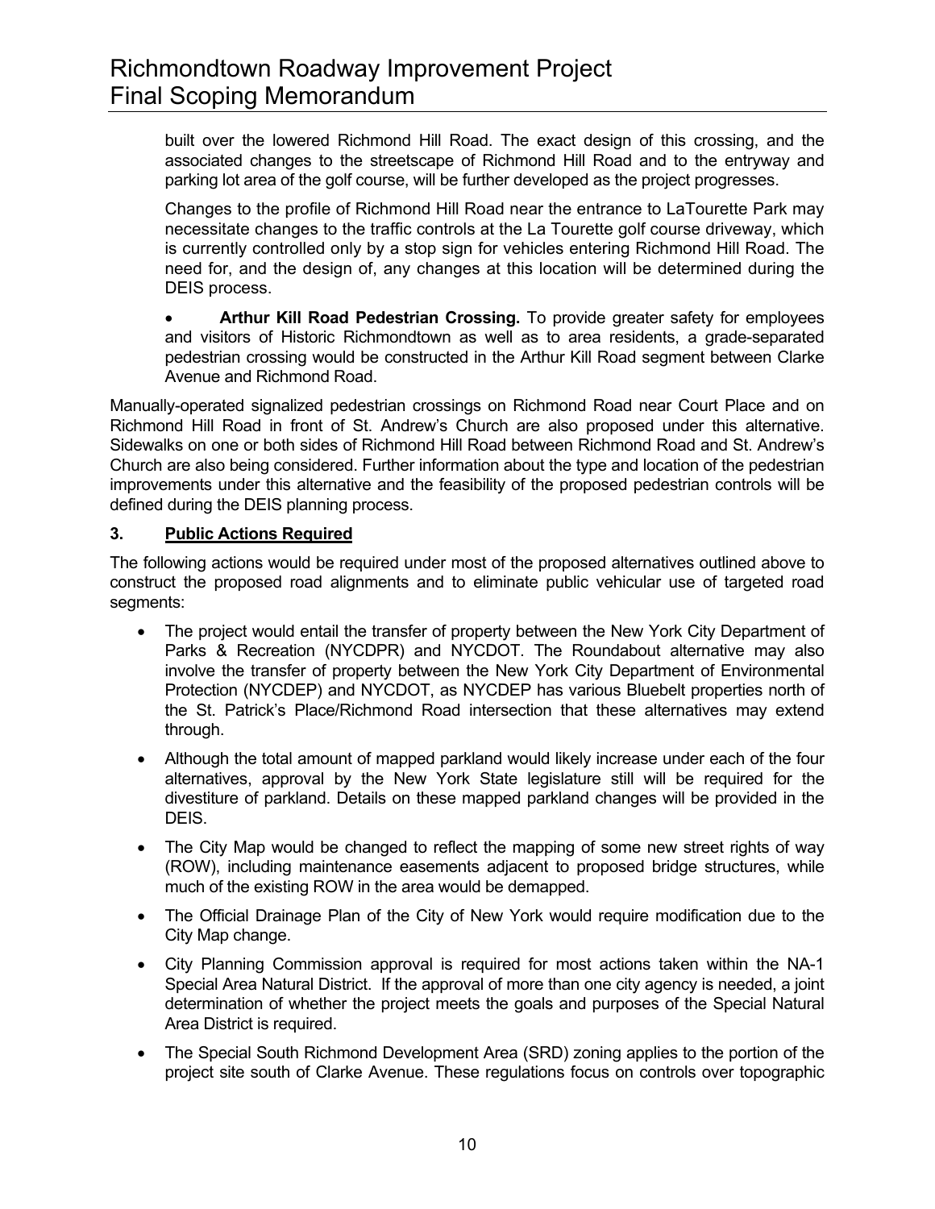built over the lowered Richmond Hill Road. The exact design of this crossing, and the associated changes to the streetscape of Richmond Hill Road and to the entryway and parking lot area of the golf course, will be further developed as the project progresses.

Changes to the profile of Richmond Hill Road near the entrance to LaTourette Park may necessitate changes to the traffic controls at the La Tourette golf course driveway, which is currently controlled only by a stop sign for vehicles entering Richmond Hill Road. The need for, and the design of, any changes at this location will be determined during the DEIS process.

- **Arthur Kill Road Pedestrian Crossing.** To provide greater safety for employees and visitors of Historic Richmondtown as well as to area residents, a grade-separated pedestrian crossing would be constructed in the Arthur Kill Road segment between Clarke Avenue and Richmond Road.

Manually-operated signalized pedestrian crossings on Richmond Road near Court Place and on Richmond Hill Road in front of St. Andrew's Church are also proposed under this alternative. Sidewalks on one or both sides of Richmond Hill Road between Richmond Road and St. Andrew's Church are also being considered. Further information about the type and location of the pedestrian improvements under this alternative and the feasibility of the proposed pedestrian controls will be defined during the DEIS planning process.

### 3. <u>Public Actions Required</u>

The following actions would be required under most of the proposed alternatives outlined above to construct the proposed road alignments and to eliminate public vehicular use of targeted road segments:

- The project would entail the transfer of property between the New York City Department of Parks & Recreation (NYCDPR) and NYCDOT. The Roundabout alternative may also involve the transfer of property between the New York City Department of Environmental Protection (NYCDEP) and NYCDOT, as NYCDEP has various Bluebelt properties north of the St. Patrick's Place/Richmond Road intersection that these alternatives may extend through.
- Although the total amount of mapped parkland would likely increase under each of the four alternatives, approval by the New York State legislature still will be required for the divestiture of parkland. Details on these mapped parkland changes will be provided in the DEIS.
- The City Map would be changed to reflect the mapping of some new street rights of way (ROW), including maintenance easements adjacent to proposed bridge structures, while much of the existing ROW in the area would be demapped.
- The Official Drainage Plan of the City of New York would require modification due to the City Map change.
- City Planning Commission approval is required for most actions taken within the NA-1 Special Area Natural District. If the approval of more than one city agency is needed, a joint determination of whether the project meets the goals and purposes of the Special Natural Area District is required.
- The Special South Richmond Development Area (SRD) zoning applies to the portion of the project site south of Clarke Avenue. These regulations focus on controls over topographic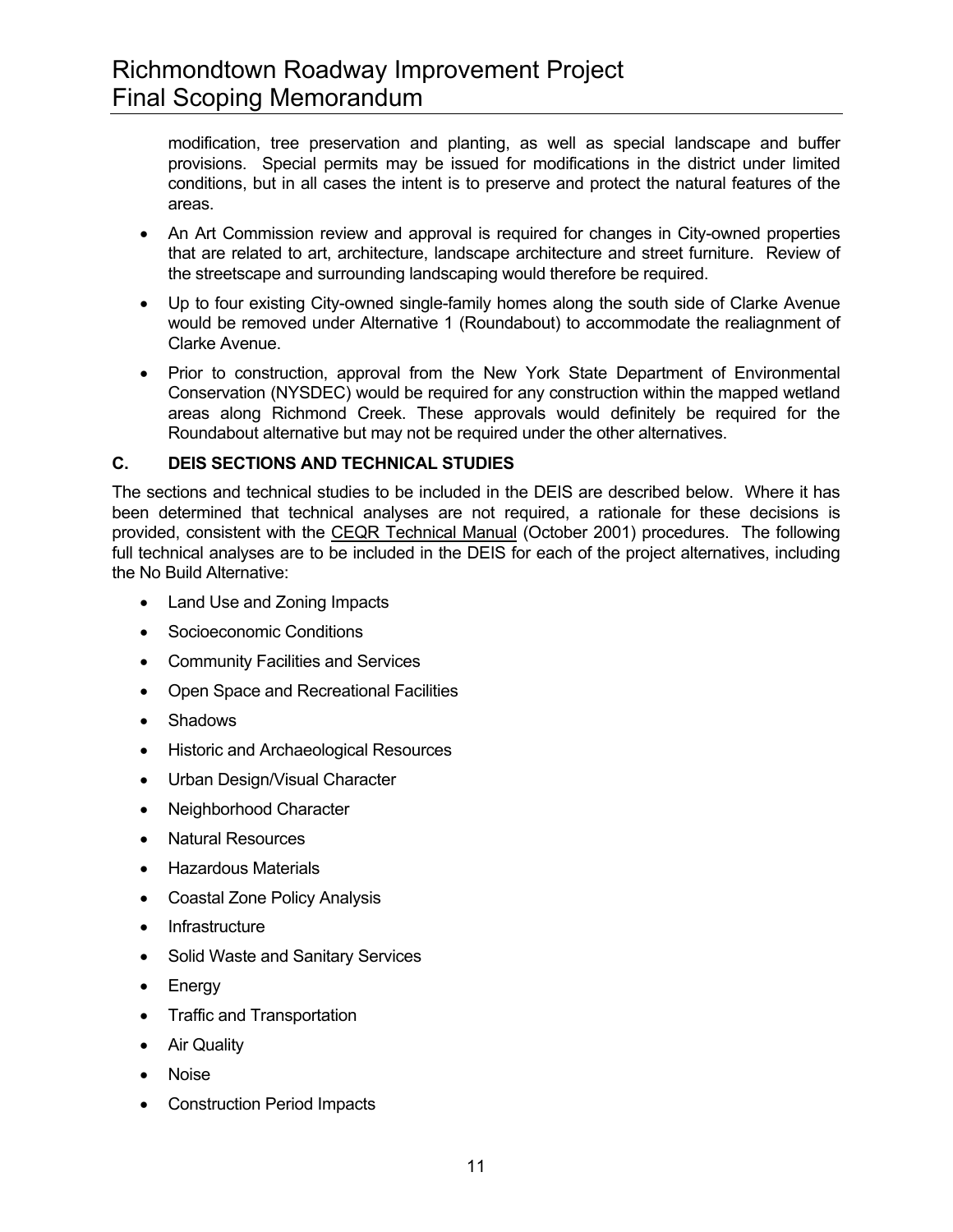modification, tree preservation and planting, as well as special landscape and buffer provisions. Special permits may be issued for modifications in the district under limited conditions, but in all cases the intent is to preserve and protect the natural features of the areas.

- An Art Commission review and approval is required for changes in City-owned properties that are related to art, architecture, landscape architecture and street furniture. Review of the streetscape and surrounding landscaping would therefore be required.
- Up to four existing City-owned single-family homes along the south side of Clarke Avenue would be removed under Alternative 1 (Roundabout) to accommodate the realiagnment of Clarke Avenue.
- Prior to construction, approval from the New York State Department of Environmental Conservation (NYSDEC) would be required for any construction within the mapped wetland areas along Richmond Creek. These approvals would definitely be required for the Roundabout alternative but may not be required under the other alternatives.

### C. DEIS SECTIONS AND TECHNICAL STUDIES

The sections and technical studies to be included in the DEIS are described below. Where it has been determined that technical analyses are not required, a rationale for these decisions is provided, consistent with the CEQR Technical Manual (October 2001) procedures. The following full technical analyses are to be included in the DEIS for each of the project alternatives, including the No Build Alternative:

- Land Use and Zoning Impacts
- Socioeconomic Conditions
- Community Facilities and Services
- Open Space and Recreational Facilities
- Shadows
- Historic and Archaeological Resources
- Urban Design/Visual Character
- Neighborhood Character
- Natural Resources
- Hazardous Materials
- Coastal Zone Policy Analysis
- Infrastructure
- Solid Waste and Sanitary Services
- Energy
- Traffic and Transportation
- Air Quality
- Noise
- Construction Period Impacts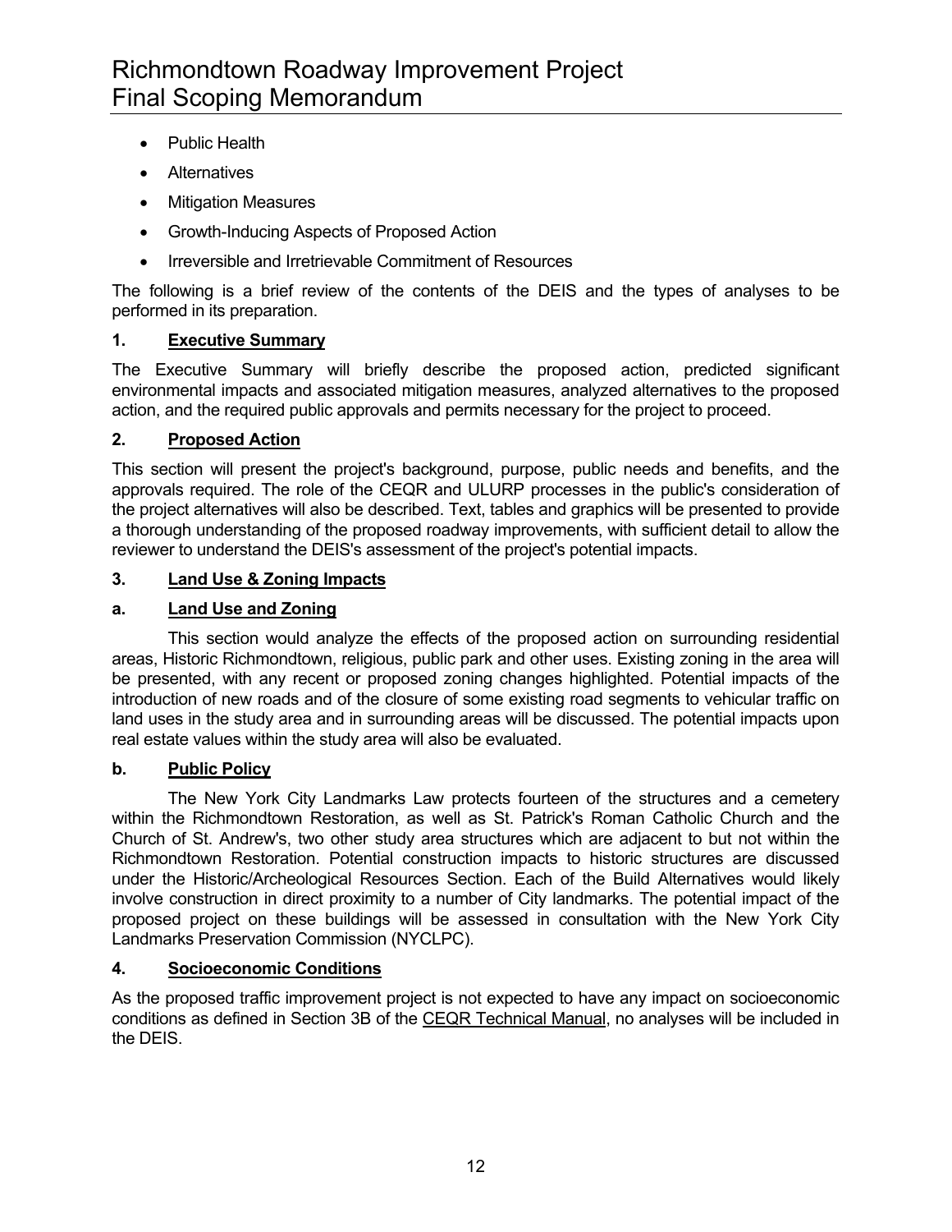- Public Health
- Alternatives
- Mitigation Measures
- Growth-Inducing Aspects of Proposed Action
- Irreversible and Irretrievable Commitment of Resources

The following is a brief review of the contents of the DEIS and the types of analyses to be performed in its preparation.

### 1. Executive Summary

The Executive Summary will briefly describe the proposed action, predicted significant environmental impacts and associated mitigation measures, analyzed alternatives to the proposed action, and the required public approvals and permits necessary for the project to proceed.

### 2. Proposed Action

This section will present the project's background, purpose, public needs and benefits, and the approvals required. The role of the CEQR and ULURP processes in the public's consideration of the project alternatives will also be described. Text, tables and graphics will be presented to provide a thorough understanding of the proposed roadway improvements, with sufficient detail to allow the reviewer to understand the DEIS's assessment of the project's potential impacts.

### 3. Land Use & Zoning Impacts

#### a. Land Use and Zoning

This section would analyze the effects of the proposed action on surrounding residential areas, Historic Richmondtown, religious, public park and other uses. Existing zoning in the area will be presented, with any recent or proposed zoning changes highlighted. Potential impacts of the introduction of new roads and of the closure of some existing road segments to vehicular traffic on land uses in the study area and in surrounding areas will be discussed. The potential impacts upon real estate values within the study area will also be evaluated.

#### b. Public Policy

The New York City Landmarks Law protects fourteen of the structures and a cemetery within the Richmondtown Restoration, as well as St. Patrick's Roman Catholic Church and the Church of St. Andrew's, two other study area structures which are adjacent to but not within the Richmondtown Restoration. Potential construction impacts to historic structures are discussed under the Historic/Archeological Resources Section. Each of the Build Alternatives would likely involve construction in direct proximity to a number of City landmarks. The potential impact of the proposed project on these buildings will be assessed in consultation with the New York City Landmarks Preservation Commission (NYCLPC).

### 4. Socioeconomic Conditions

As the proposed traffic improvement project is not expected to have any impact on socioeconomic conditions as defined in Section 3B of the CEQR Technical Manual, no analyses will be included in the DEIS.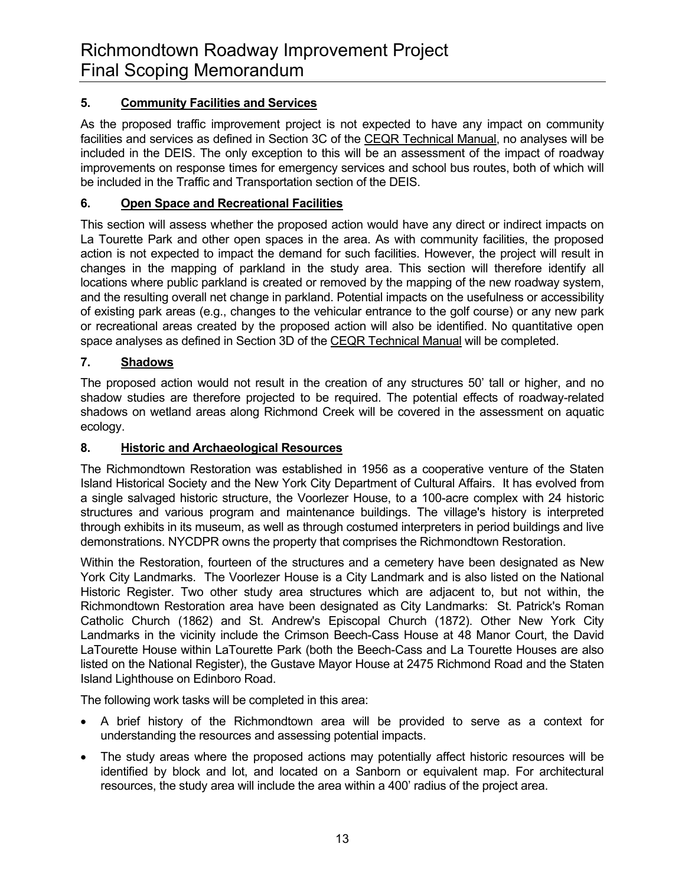### 5. Community Facilities and Services

As the proposed traffic improvement project is not expected to have any impact on community facilities and services as defined in Section 3C of the CEQR Technical Manual, no analyses will be included in the DEIS. The only exception to this will be an assessment of the impact of roadway improvements on response times for emergency services and school bus routes, both of which will be included in the Traffic and Transportation section of the DEIS.

### 6. Open Space and Recreational Facilities

This section will assess whether the proposed action would have any direct or indirect impacts on La Tourette Park and other open spaces in the area. As with community facilities, the proposed action is not expected to impact the demand for such facilities. However, the project will result in changes in the mapping of parkland in the study area. This section will therefore identify all locations where public parkland is created or removed by the mapping of the new roadway system, and the resulting overall net change in parkland. Potential impacts on the usefulness or accessibility of existing park areas (e.g., changes to the vehicular entrance to the golf course) or any new park or recreational areas created by the proposed action will also be identified. No quantitative open space analyses as defined in Section 3D of the CEQR Technical Manual will be completed.

### 7. Shadows

The proposed action would not result in the creation of any structures 50' tall or higher, and no shadow studies are therefore projected to be required. The potential effects of roadway-related shadows on wetland areas along Richmond Creek will be covered in the assessment on aquatic ecology.

### 8. Historic and Archaeological Resources

The Richmondtown Restoration was established in 1956 as a cooperative venture of the Staten Island Historical Society and the New York City Department of Cultural Affairs. It has evolved from a single salvaged historic structure, the Voorlezer House, to a 100-acre complex with 24 historic structures and various program and maintenance buildings. The village's history is interpreted through exhibits in its museum, as well as through costumed interpreters in period buildings and live demonstrations. NYCDPR owns the property that comprises the Richmondtown Restoration.

Within the Restoration, fourteen of the structures and a cemetery have been designated as New York City Landmarks. The Voorlezer House is a City Landmark and is also listed on the National Historic Register. Two other study area structures which are adjacent to, but not within, the Richmondtown Restoration area have been designated as City Landmarks: St. Patrick's Roman Catholic Church (1862) and St. Andrew's Episcopal Church (1872). Other New York City Landmarks in the vicinity include the Crimson Beech-Cass House at 48 Manor Court, the David LaTourette House within LaTourette Park (both the Beech-Cass and La Tourette Houses are also listed on the National Register), the Gustave Mayor House at 2475 Richmond Road and the Staten Island Lighthouse on Edinboro Road.

The following work tasks will be completed in this area:

- A brief history of the Richmondtown area will be provided to serve as a context for understanding the resources and assessing potential impacts.
- The study areas where the proposed actions may potentially affect historic resources will be identified by block and lot, and located on a Sanborn or equivalent map. For architectural resources, the study area will include the area within a 400' radius of the project area.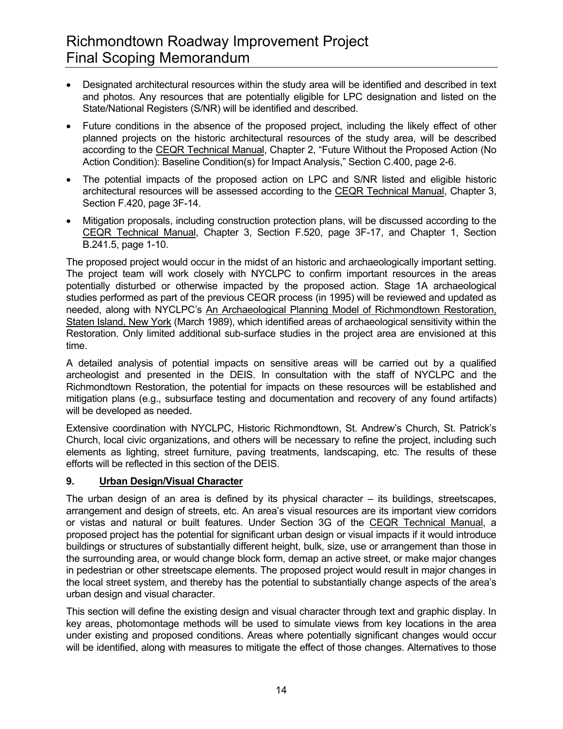- Designated architectural resources within the study area will be identified and described in text and photos. Any resources that are potentially eligible for LPC designation and listed on the State/National Registers (S/NR) will be identified and described.
- Future conditions in the absence of the proposed project, including the likely effect of other planned projects on the historic architectural resources of the study area, will be described according to the CEQR Technical Manual, Chapter 2, "Future Without the Proposed Action (No Action Condition): Baseline Condition(s) for Impact Analysis," Section C.400, page 2-6.
- The potential impacts of the proposed action on LPC and S/NR listed and eligible historic architectural resources will be assessed according to the CEQR Technical Manual, Chapter 3, Section F.420, page 3F-14.
- Mitigation proposals, including construction protection plans, will be discussed according to the CEQR Technical Manual, Chapter 3, Section F.520, page 3F-17, and Chapter 1, Section B.241.5, page 1-10.

The proposed project would occur in the midst of an historic and archaeologically important setting. The project team will work closely with NYCLPC to confirm important resources in the areas potentially disturbed or otherwise impacted by the proposed action. Stage 1A archaeological studies performed as part of the previous CEQR process (in 1995) will be reviewed and updated as needed, along with NYCLPC's An Archaeological Planning Model of Richmondtown Restoration, Staten Island, New York (March 1989), which identified areas of archaeological sensitivity within the Restoration. Only limited additional sub-surface studies in the project area are envisioned at this time.

A detailed analysis of potential impacts on sensitive areas will be carried out by a qualified archeologist and presented in the DEIS. In consultation with the staff of NYCLPC and the Richmondtown Restoration, the potential for impacts on these resources will be established and mitigation plans (e.g., subsurface testing and documentation and recovery of any found artifacts) will be developed as needed.

Extensive coordination with NYCLPC, Historic Richmondtown, St. Andrew's Church, St. Patrick's Church, local civic organizations, and others will be necessary to refine the project, including such elements as lighting, street furniture, paving treatments, landscaping, etc. The results of these efforts will be reflected in this section of the DEIS.

### 9. Urban Design/Visual Character

The urban design of an area is defined by its physical character – its buildings, streetscapes, arrangement and design of streets, etc. An area's visual resources are its important view corridors or vistas and natural or built features. Under Section 3G of the CEQR Technical Manual, a proposed project has the potential for significant urban design or visual impacts if it would introduce buildings or structures of substantially different height, bulk, size, use or arrangement than those in the surrounding area, or would change block form, demap an active street, or make major changes in pedestrian or other streetscape elements. The proposed project would result in major changes in the local street system, and thereby has the potential to substantially change aspects of the area's urban design and visual character.

This section will define the existing design and visual character through text and graphic display. In key areas, photomontage methods will be used to simulate views from key locations in the area under existing and proposed conditions. Areas where potentially significant changes would occur will be identified, along with measures to mitigate the effect of those changes. Alternatives to those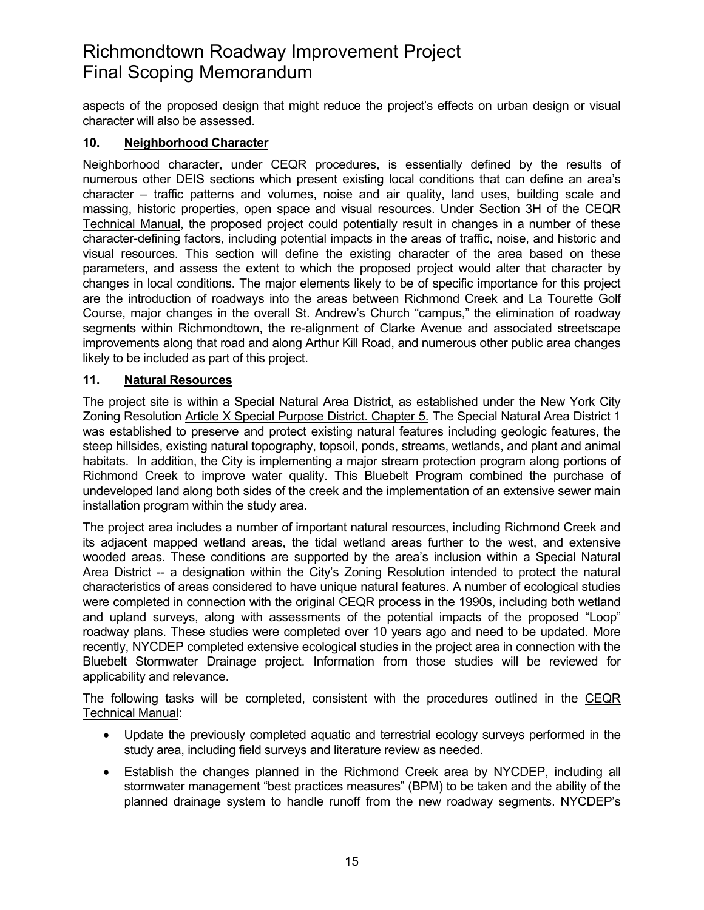aspects of the proposed design that might reduce the project's effects on urban design or visual character will also be assessed.

### 10. Neighborhood Character

Neighborhood character, under CEQR procedures, is essentially defined by the results of numerous other DEIS sections which present existing local conditions that can define an area's character – traffic patterns and volumes, noise and air quality, land uses, building scale and massing, historic properties, open space and visual resources. Under Section 3H of the CEQR Technical Manual, the proposed project could potentially result in changes in a number of these character-defining factors, including potential impacts in the areas of traffic, noise, and historic and visual resources. This section will define the existing character of the area based on these parameters, and assess the extent to which the proposed project would alter that character by changes in local conditions. The major elements likely to be of specific importance for this project are the introduction of roadways into the areas between Richmond Creek and La Tourette Golf Course, major changes in the overall St. Andrew's Church "campus," the elimination of roadway segments within Richmondtown, the re-alignment of Clarke Avenue and associated streetscape improvements along that road and along Arthur Kill Road, and numerous other public area changes likely to be included as part of this project.

### 11. Natural Resources

The project site is within a Special Natural Area District, as established under the New York City Zoning Resolution Article X Special Purpose District. Chapter 5. The Special Natural Area District 1 was established to preserve and protect existing natural features including geologic features, the steep hillsides, existing natural topography, topsoil, ponds, streams, wetlands, and plant and animal habitats. In addition, the City is implementing a major stream protection program along portions of Richmond Creek to improve water quality. This Bluebelt Program combined the purchase of undeveloped land along both sides of the creek and the implementation of an extensive sewer main installation program within the study area.

The project area includes a number of important natural resources, including Richmond Creek and its adjacent mapped wetland areas, the tidal wetland areas further to the west, and extensive wooded areas. These conditions are supported by the area's inclusion within a Special Natural Area District -- a designation within the City's Zoning Resolution intended to protect the natural characteristics of areas considered to have unique natural features. A number of ecological studies were completed in connection with the original CEQR process in the 1990s, including both wetland and upland surveys, along with assessments of the potential impacts of the proposed "Loop" roadway plans. These studies were completed over 10 years ago and need to be updated. More recently, NYCDEP completed extensive ecological studies in the project area in connection with the Bluebelt Stormwater Drainage project. Information from those studies will be reviewed for applicability and relevance.

The following tasks will be completed, consistent with the procedures outlined in the CEQR Technical Manual:

- Update the previously completed aquatic and terrestrial ecology surveys performed in the study area, including field surveys and literature review as needed.
- Establish the changes planned in the Richmond Creek area by NYCDEP, including all stormwater management "best practices measures" (BPM) to be taken and the ability of the planned drainage system to handle runoff from the new roadway segments. NYCDEP's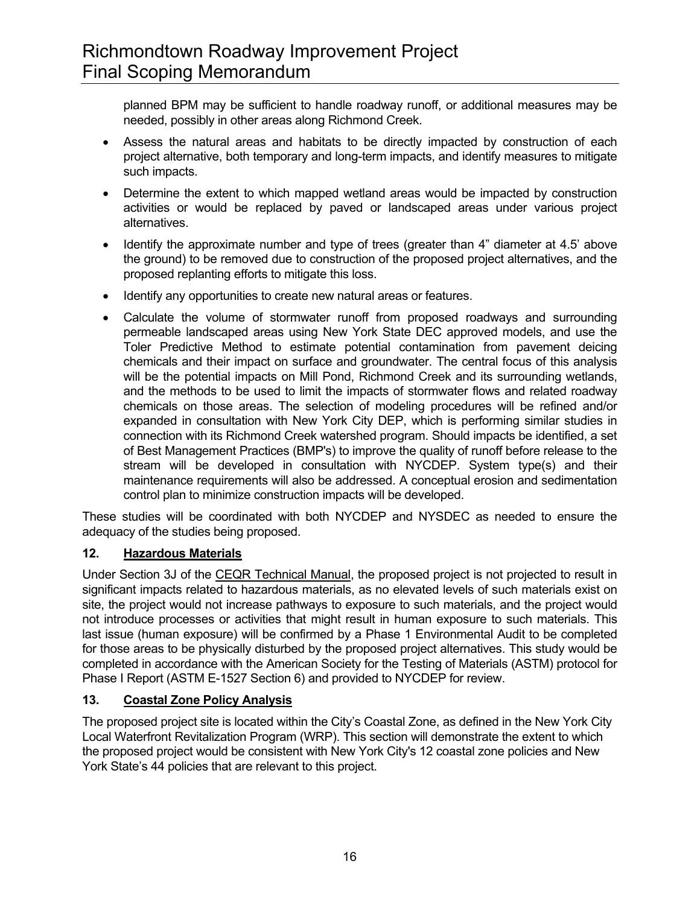planned BPM may be sufficient to handle roadway runoff, or additional measures may be needed, possibly in other areas along Richmond Creek.

- Assess the natural areas and habitats to be directly impacted by construction of each project alternative, both temporary and long-term impacts, and identify measures to mitigate such impacts.
- Determine the extent to which mapped wetland areas would be impacted by construction activities or would be replaced by paved or landscaped areas under various project alternatives.
- Identify the approximate number and type of trees (greater than 4" diameter at 4.5' above the ground) to be removed due to construction of the proposed project alternatives, and the proposed replanting efforts to mitigate this loss.
- Identify any opportunities to create new natural areas or features.
- Calculate the volume of stormwater runoff from proposed roadways and surrounding permeable landscaped areas using New York State DEC approved models, and use the Toler Predictive Method to estimate potential contamination from pavement deicing chemicals and their impact on surface and groundwater. The central focus of this analysis will be the potential impacts on Mill Pond, Richmond Creek and its surrounding wetlands, and the methods to be used to limit the impacts of stormwater flows and related roadway chemicals on those areas. The selection of modeling procedures will be refined and/or expanded in consultation with New York City DEP, which is performing similar studies in connection with its Richmond Creek watershed program. Should impacts be identified, a set of Best Management Practices (BMP's) to improve the quality of runoff before release to the stream will be developed in consultation with NYCDEP. System type(s) and their maintenance requirements will also be addressed. A conceptual erosion and sedimentation control plan to minimize construction impacts will be developed.

These studies will be coordinated with both NYCDEP and NYSDEC as needed to ensure the adequacy of the studies being proposed.

### 12. Hazardous Materials

Under Section 3J of the CEQR Technical Manual, the proposed project is not projected to result in significant impacts related to hazardous materials, as no elevated levels of such materials exist on site, the project would not increase pathways to exposure to such materials, and the project would not introduce processes or activities that might result in human exposure to such materials. This last issue (human exposure) will be confirmed by a Phase 1 Environmental Audit to be completed for those areas to be physically disturbed by the proposed project alternatives. This study would be completed in accordance with the American Society for the Testing of Materials (ASTM) protocol for Phase I Report (ASTM E-1527 Section 6) and provided to NYCDEP for review.

### 13. Coastal Zone Policy Analysis

The proposed project site is located within the City's Coastal Zone, as defined in the New York City Local Waterfront Revitalization Program (WRP). This section will demonstrate the extent to which the proposed project would be consistent with New York City's 12 coastal zone policies and New York State's 44 policies that are relevant to this project.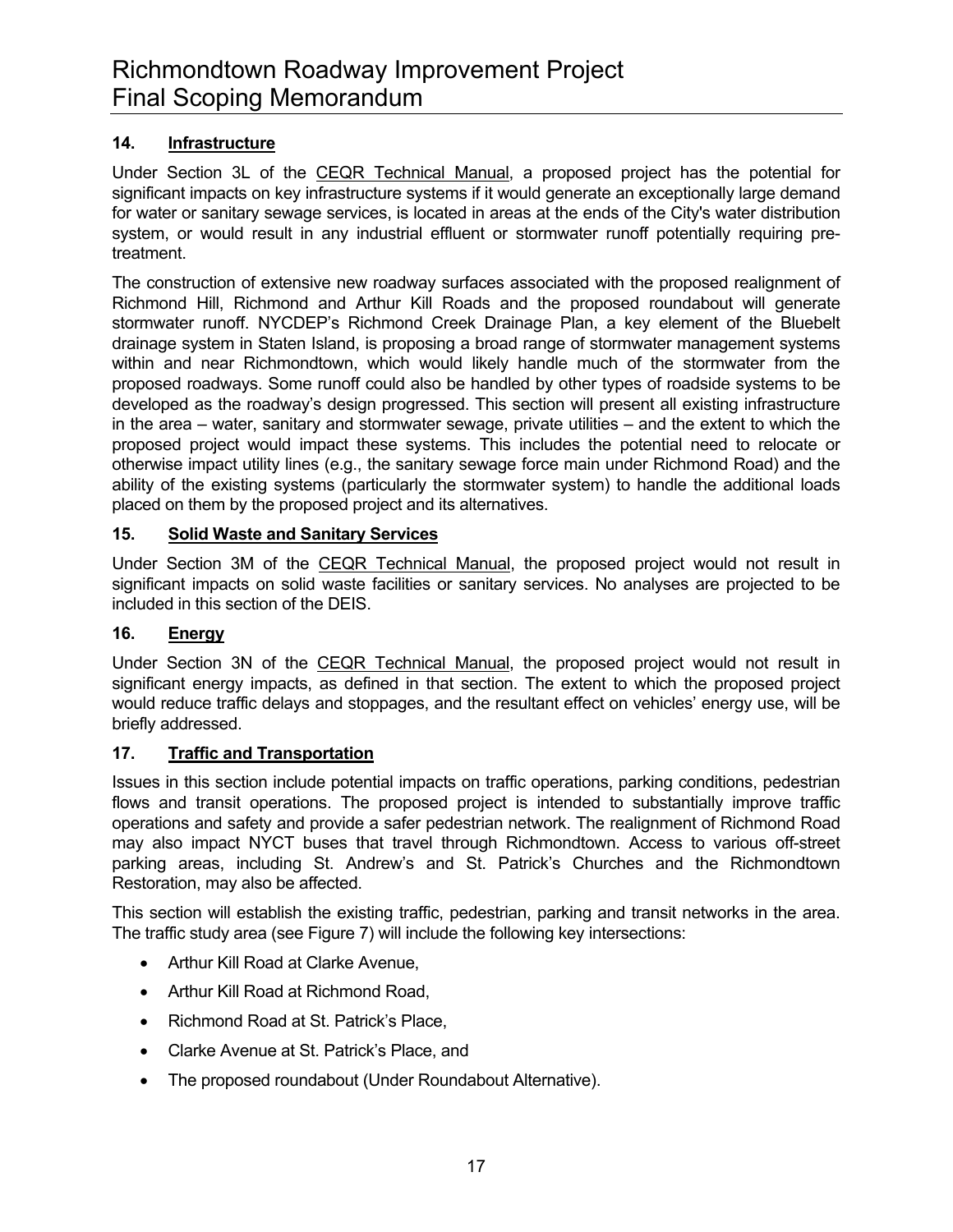### 14. Infrastructure

Under Section 3L of the CEQR Technical Manual, a proposed project has the potential for significant impacts on key infrastructure systems if it would generate an exceptionally large demand for water or sanitary sewage services, is located in areas at the ends of the City's water distribution system, or would result in any industrial effluent or stormwater runoff potentially requiring pre-treatment.

The construction of extensive new roadway surfaces associated with the proposed realignment of Richmond Hill, Richmond and Arthur Kill Roads and the proposed roundabout will generate stormwater runoff. NYCDEP's Richmond Creek Drainage Plan, a key element of the Bluebelt drainage system in Staten Island, is proposing a broad range of stormwater management systems within and near Richmondtown, which would likely handle much of the stormwater from the proposed roadways. Some runoff could also be handled by other types of roadside systems to be developed as the roadway's design progressed. This section will present all existing infrastructure in the area – water, sanitary and stormwater sewage, private utilities – and the extent to which the proposed project would impact these systems. This includes the potential need to relocate or otherwise impact utility lines (e.g., the sanitary sewage force main under Richmond Road) and the ability of the existing systems (particularly the stormwater system) to handle the additional loads placed on them by the proposed project and its alternatives.

### 15. Solid Waste and Sanitary Services

Under Section 3M of the CEQR Technical Manual, the proposed project would not result in significant impacts on solid waste facilities or sanitary services. No analyses are projected to be included in this section of the DEIS.

### 16. Energy

Under Section 3N of the CEQR Technical Manual, the proposed project would not result in significant energy impacts, as defined in that section. The extent to which the proposed project would reduce traffic delays and stoppages, and the resultant effect on vehicles' energy use, will be briefly addressed.

### 17. Traffic and Transportation

Issues in this section include potential impacts on traffic operations, parking conditions, pedestrian flows and transit operations. The proposed project is intended to substantially improve traffic operations and safety and provide a safer pedestrian network. The realignment of Richmond Road may also impact NYCT buses that travel through Richmondtown. Access to various off-street parking areas, including St. Andrew's and St. Patrick's Churches and the Richmondtown Restoration, may also be affected.

This section will establish the existing traffic, pedestrian, parking and transit networks in the area. The traffic study area (see Figure 7) will include the following key intersections:

- Arthur Kill Road at Clarke Avenue,
- Arthur Kill Road at Richmond Road,
- Richmond Road at St. Patrick's Place,
- Clarke Avenue at St. Patrick's Place, and
- The proposed roundabout (Under Roundabout Alternative).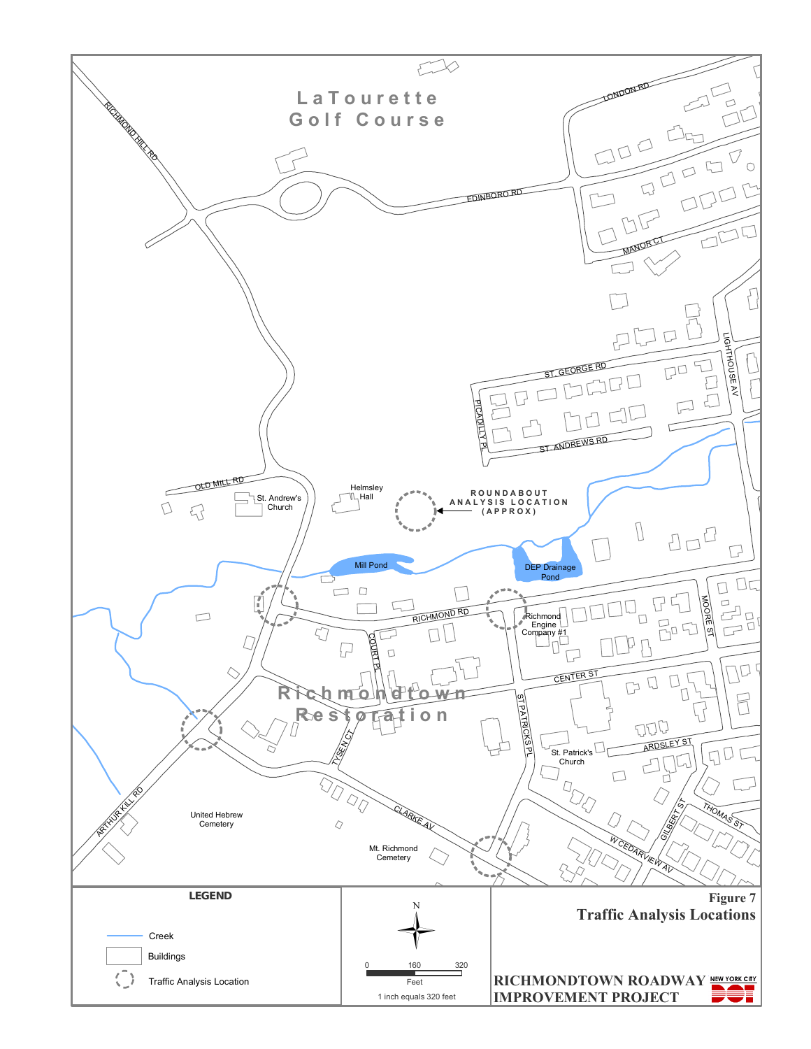LaTourette Golf Course

RICHMOND HILL RD

LONDON RD

EDINBORO RD

MANOR CT

ST. GEORGE RD

LIGHTHOUSE AV

PICADILLY PL

ST. ANDREWS RD

OLD MILL RD

St. Andrew's Church

Helmsley Hall

ROUNDABOUT ANALYSIS LOCATION (APPROX)

Mill Pond

DEP Drainage Pond

RICHMOND RD

Richmond Engine Company #1

MOORE ST

COURT PL

CENTER ST

Richmondtown Restoration

ST PATRICKS PL

TYSEN CT

St. Patrick's Church

ARDSLEY ST

ARTHUR KILL RD

CLARKE AV

GILBERT ST

THOMAS ST

W CEDARVIEW AV

United Hebrew Cemetery

Mt. Richmond Cemetery

**LEGEND**

- Creek
- Buildings
- Traffic Analysis Location

N

0 160 320

Feet

1 inch equals 320 feet

**Figure 7**

**Traffic Analysis Locations**

**RICHMONDTOWN ROADWAY IMPROVEMENT PROJECT**

NEW YORK CITY DOT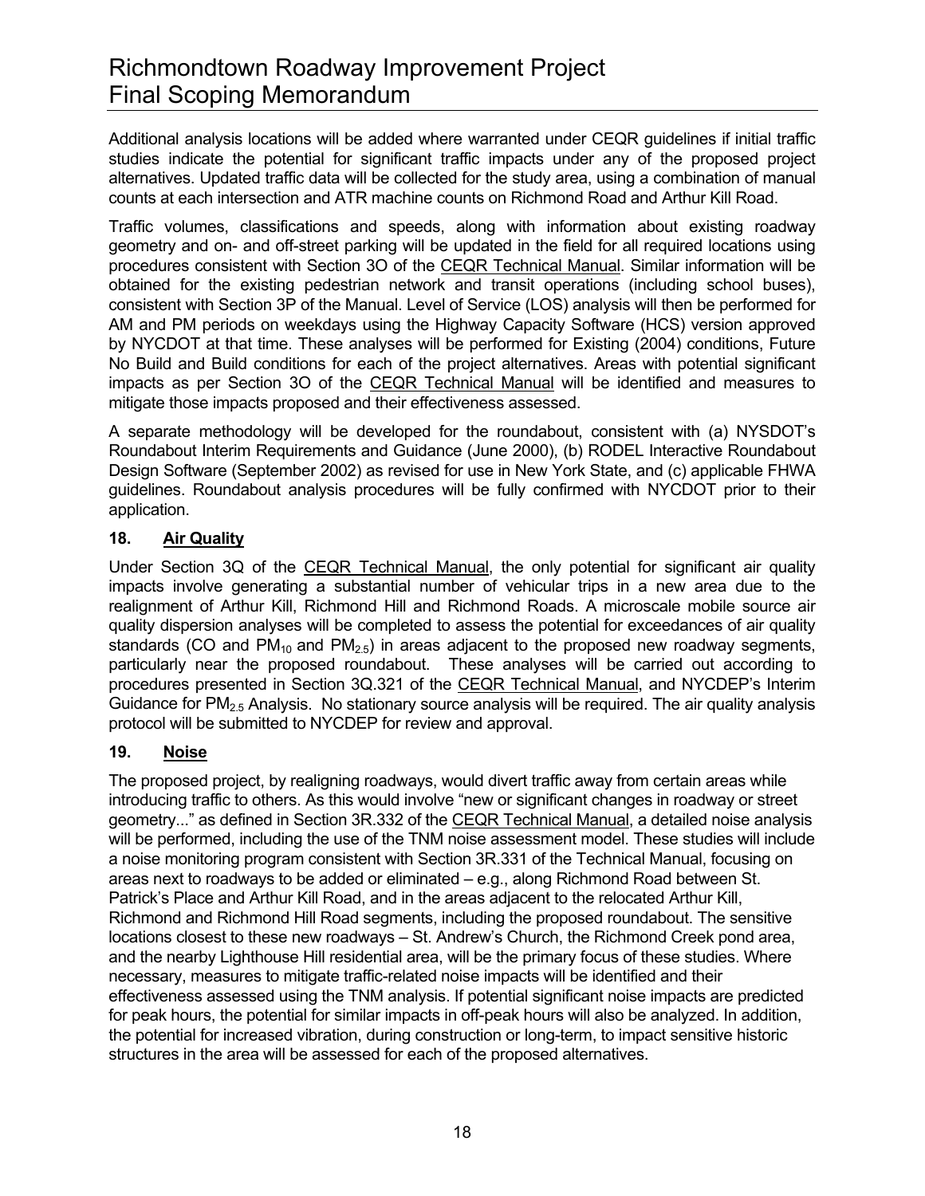Additional analysis locations will be added where warranted under CEQR guidelines if initial traffic studies indicate the potential for significant traffic impacts under any of the proposed project alternatives. Updated traffic data will be collected for the study area, using a combination of manual counts at each intersection and ATR machine counts on Richmond Road and Arthur Kill Road.

Traffic volumes, classifications and speeds, along with information about existing roadway geometry and on- and off-street parking will be updated in the field for all required locations using procedures consistent with Section 3O of the CEQR Technical Manual. Similar information will be obtained for the existing pedestrian network and transit operations (including school buses), consistent with Section 3P of the Manual. Level of Service (LOS) analysis will then be performed for AM and PM periods on weekdays using the Highway Capacity Software (HCS) version approved by NYCDOT at that time. These analyses will be performed for Existing (2004) conditions, Future No Build and Build conditions for each of the project alternatives. Areas with potential significant impacts as per Section 3O of the CEQR Technical Manual will be identified and measures to mitigate those impacts proposed and their effectiveness assessed.

A separate methodology will be developed for the roundabout, consistent with (a) NYSDOT's Roundabout Interim Requirements and Guidance (June 2000), (b) RODEL Interactive Roundabout Design Software (September 2002) as revised for use in New York State, and (c) applicable FHWA guidelines. Roundabout analysis procedures will be fully confirmed with NYCDOT prior to their application.

### 18. Air Quality

Under Section 3Q of the CEQR Technical Manual, the only potential for significant air quality impacts involve generating a substantial number of vehicular trips in a new area due to the realignment of Arthur Kill, Richmond Hill and Richmond Roads. A microscale mobile source air quality dispersion analyses will be completed to assess the potential for exceedances of air quality standards (CO and $PM_{10}$ and $PM_{2.5}$) in areas adjacent to the proposed new roadway segments, particularly near the proposed roundabout. These analyses will be carried out according to procedures presented in Section 3Q.321 of the CEQR Technical Manual, and NYCDEP's Interim Guidance for $PM_{2.5}$ Analysis. No stationary source analysis will be required. The air quality analysis protocol will be submitted to NYCDEP for review and approval.

### 19. Noise

The proposed project, by realigning roadways, would divert traffic away from certain areas while introducing traffic to others. As this would involve "new or significant changes in roadway or street geometry..." as defined in Section 3R.332 of the CEQR Technical Manual, a detailed noise analysis will be performed, including the use of the TNM noise assessment model. These studies will include a noise monitoring program consistent with Section 3R.331 of the Technical Manual, focusing on areas next to roadways to be added or eliminated – e.g., along Richmond Road between St. Patrick's Place and Arthur Kill Road, and in the areas adjacent to the relocated Arthur Kill, Richmond and Richmond Hill Road segments, including the proposed roundabout. The sensitive locations closest to these new roadways – St. Andrew's Church, the Richmond Creek pond area, and the nearby Lighthouse Hill residential area, will be the primary focus of these studies. Where necessary, measures to mitigate traffic-related noise impacts will be identified and their effectiveness assessed using the TNM analysis. If potential significant noise impacts are predicted for peak hours, the potential for similar impacts in off-peak hours will also be analyzed. In addition, the potential for increased vibration, during construction or long-term, to impact sensitive historic structures in the area will be assessed for each of the proposed alternatives.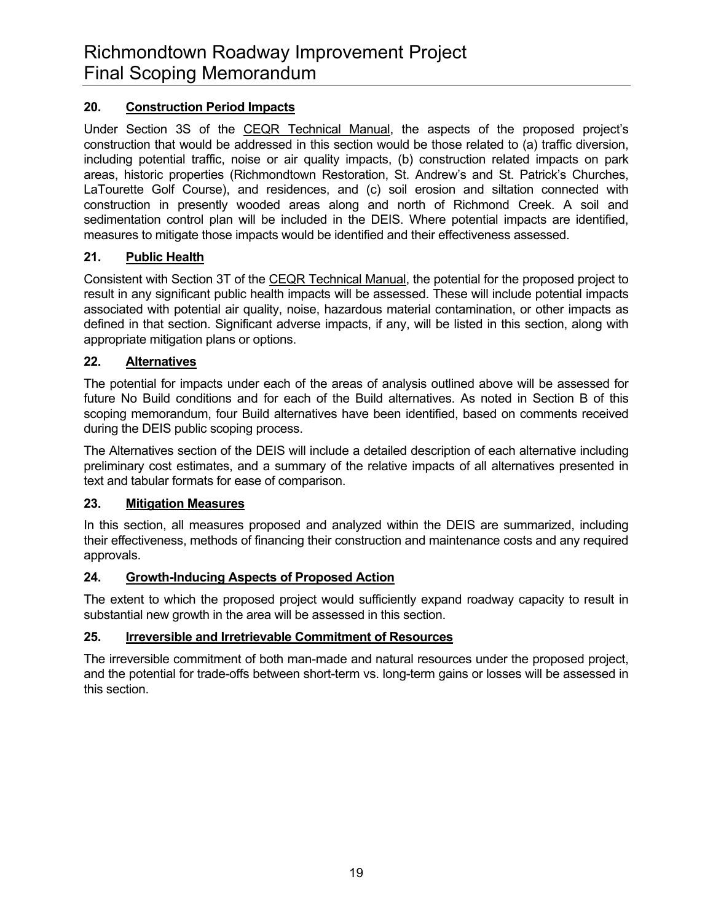### 20. Construction Period Impacts

Under Section 3S of the CEQR Technical Manual, the aspects of the proposed project's construction that would be addressed in this section would be those related to (a) traffic diversion, including potential traffic, noise or air quality impacts, (b) construction related impacts on park areas, historic properties (Richmondtown Restoration, St. Andrew's and St. Patrick's Churches, LaTourette Golf Course), and residences, and (c) soil erosion and siltation connected with construction in presently wooded areas along and north of Richmond Creek. A soil and sedimentation control plan will be included in the DEIS. Where potential impacts are identified, measures to mitigate those impacts would be identified and their effectiveness assessed.

### 21. Public Health

Consistent with Section 3T of the CEQR Technical Manual, the potential for the proposed project to result in any significant public health impacts will be assessed. These will include potential impacts associated with potential air quality, noise, hazardous material contamination, or other impacts as defined in that section. Significant adverse impacts, if any, will be listed in this section, along with appropriate mitigation plans or options.

### 22. Alternatives

The potential for impacts under each of the areas of analysis outlined above will be assessed for future No Build conditions and for each of the Build alternatives. As noted in Section B of this scoping memorandum, four Build alternatives have been identified, based on comments received during the DEIS public scoping process.

The Alternatives section of the DEIS will include a detailed description of each alternative including preliminary cost estimates, and a summary of the relative impacts of all alternatives presented in text and tabular formats for ease of comparison.

### 23. Mitigation Measures

In this section, all measures proposed and analyzed within the DEIS are summarized, including their effectiveness, methods of financing their construction and maintenance costs and any required approvals.

### 24. Growth-Inducing Aspects of Proposed Action

The extent to which the proposed project would sufficiently expand roadway capacity to result in substantial new growth in the area will be assessed in this section.

### 25. Irreversible and Irretrievable Commitment of Resources

The irreversible commitment of both man-made and natural resources under the proposed project, and the potential for trade-offs between short-term vs. long-term gains or losses will be assessed in this section.